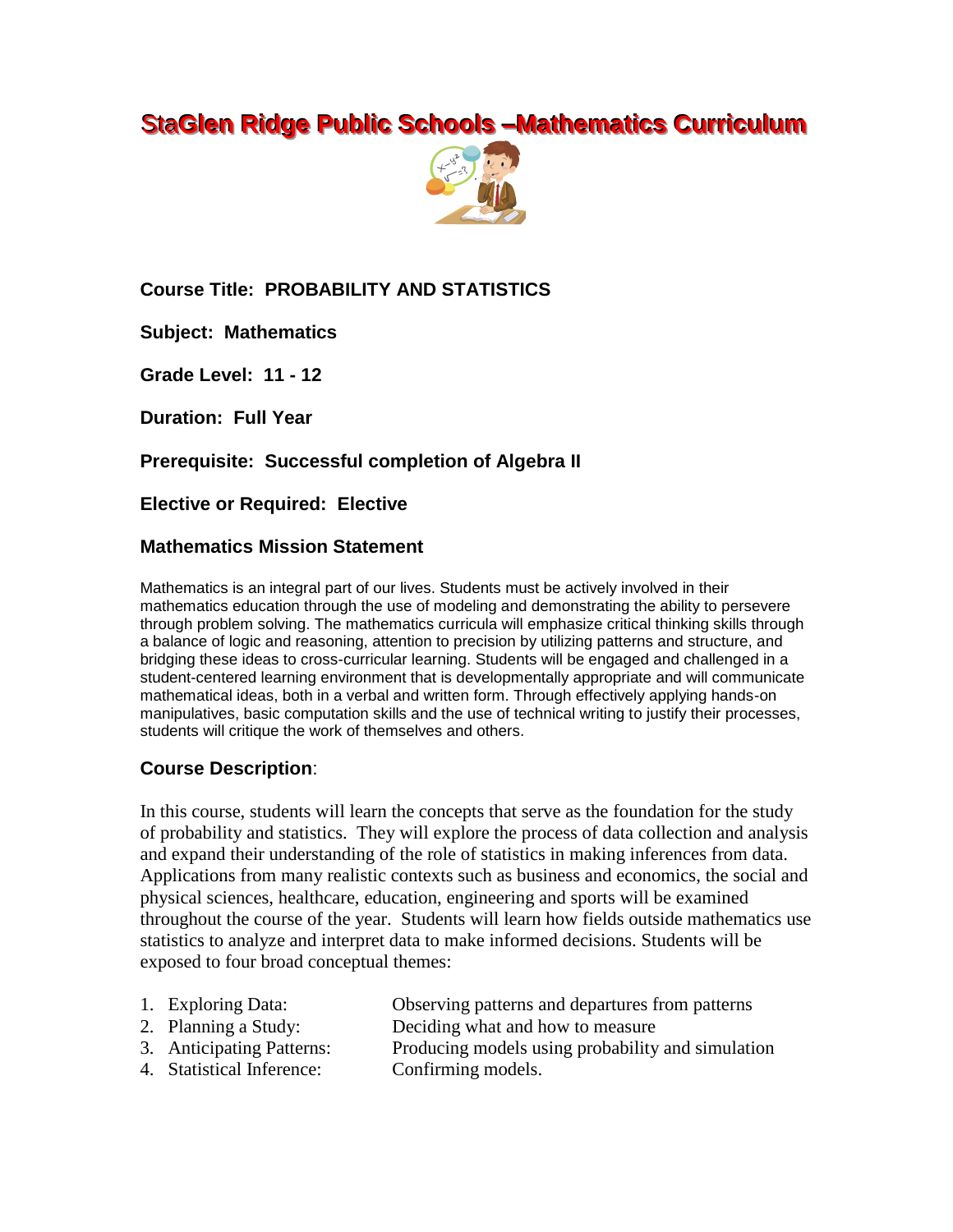# StaGlen Ridge Public Schools –Mathematics Curriculum

**Course Title: PROBABILITY AND STATISTICS**

**Subject: Mathematics**

**Grade Level: 11 - 12**

**Duration: Full Year**

**Prerequisite: Successful completion of Algebra II**

**Elective or Required: Elective**

## Mathematics Mission Statement

Mathematics is an integral part of our lives. Students must be actively involved in their mathematics education through the use of modeling and demonstrating the ability to persevere through problem solving. The mathematics curricula will emphasize critical thinking skills through a balance of logic and reasoning, attention to precision by utilizing patterns and structure, and bridging these ideas to cross-curricular learning. Students will be engaged and challenged in a student-centered learning environment that is developmentally appropriate and will communicate mathematical ideas, both in a verbal and written form. Through effectively applying hands-on manipulatives, basic computation skills and the use of technical writing to justify their processes, students will critique the work of themselves and others.

## Course Description:

In this course, students will learn the concepts that serve as the foundation for the study of probability and statistics. They will explore the process of data collection and analysis and expand their understanding of the role of statistics in making inferences from data. Applications from many realistic contexts such as business and economics, the social and physical sciences, healthcare, education, engineering and sports will be examined throughout the course of the year. Students will learn how fields outside mathematics use statistics to analyze and interpret data to make informed decisions. Students will be exposed to four broad conceptual themes:

1. Exploring Data: Observing patterns and departures from patterns
2. Planning a Study: Deciding what and how to measure
3. Anticipating Patterns: Producing models using probability and simulation
4. Statistical Inference: Confirming models.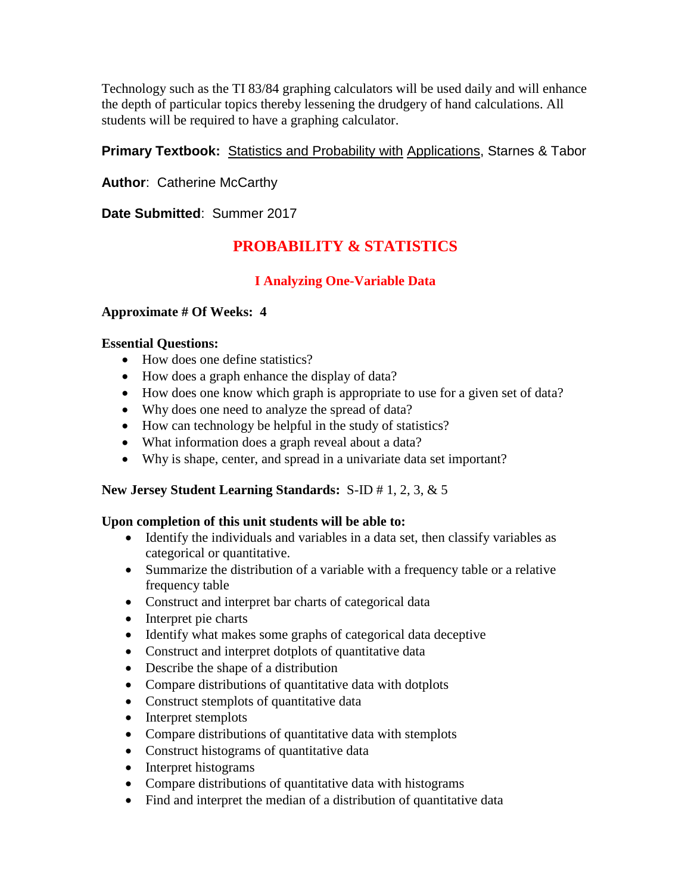Technology such as the TI 83/84 graphing calculators will be used daily and will enhance the depth of particular topics thereby lessening the drudgery of hand calculations. All students will be required to have a graphing calculator.

**Primary Textbook:** Statistics and Probability with Applications, Starnes & Tabor

**Author**: Catherine McCarthy

**Date Submitted**: Summer 2017

# PROBABILITY & STATISTICS

## I Analyzing One-Variable Data

**Approximate # Of Weeks: 4**

**Essential Questions:**

- How does one define statistics?
- How does a graph enhance the display of data?
- How does one know which graph is appropriate to use for a given set of data?
- Why does one need to analyze the spread of data?
- How can technology be helpful in the study of statistics?
- What information does a graph reveal about a data?
- Why is shape, center, and spread in a univariate data set important?

**New Jersey Student Learning Standards:** S-ID # 1, 2, 3, & 5

**Upon completion of this unit students will be able to:**

- Identify the individuals and variables in a data set, then classify variables as categorical or quantitative.
- Summarize the distribution of a variable with a frequency table or a relative frequency table
- Construct and interpret bar charts of categorical data
- Interpret pie charts
- Identify what makes some graphs of categorical data deceptive
- Construct and interpret dotplots of quantitative data
- Describe the shape of a distribution
- Compare distributions of quantitative data with dotplots
- Construct stemplots of quantitative data
- Interpret stemplots
- Compare distributions of quantitative data with stemplots
- Construct histograms of quantitative data
- Interpret histograms
- Compare distributions of quantitative data with histograms
- Find and interpret the median of a distribution of quantitative data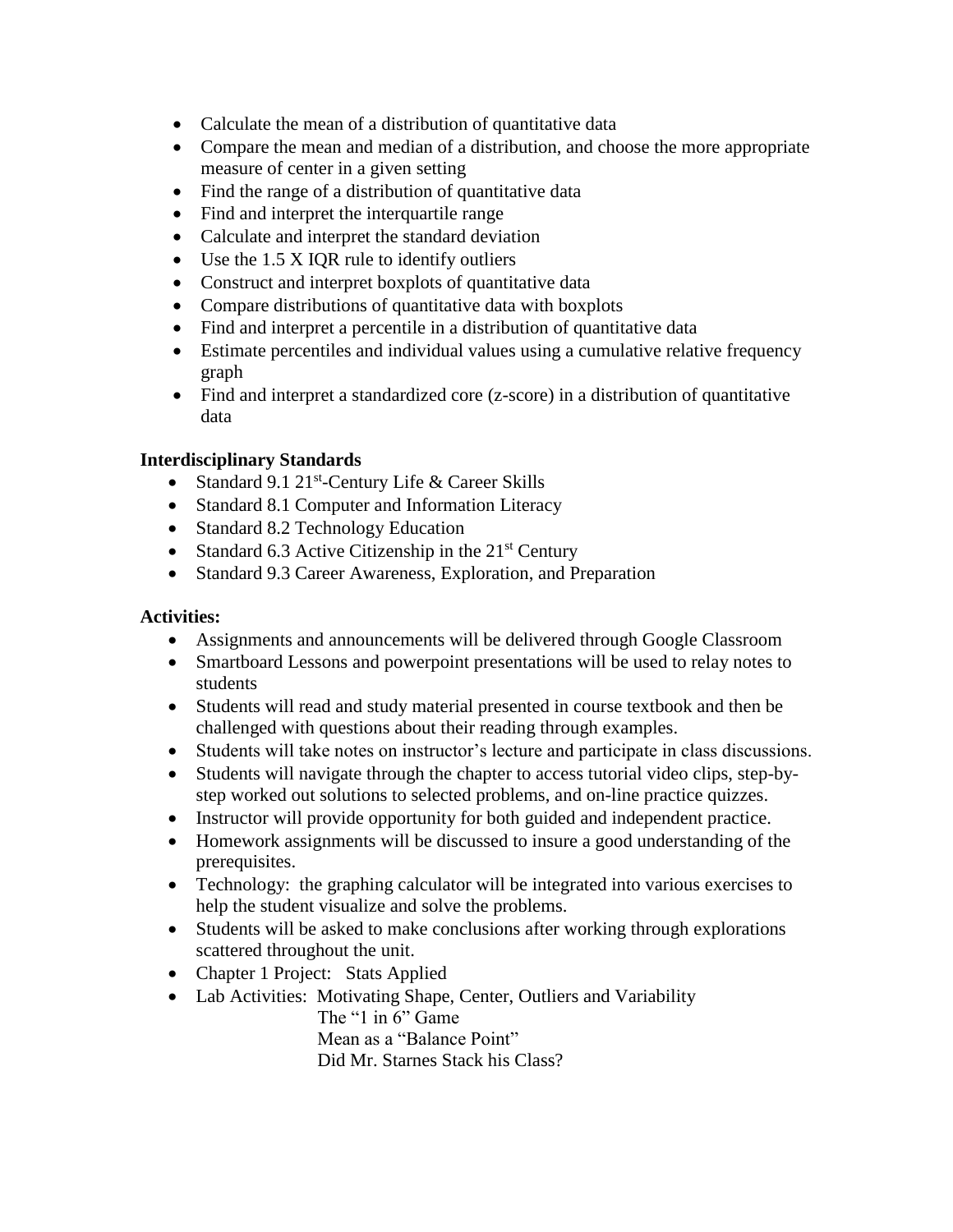- Calculate the mean of a distribution of quantitative data
- Compare the mean and median of a distribution, and choose the more appropriate measure of center in a given setting
- Find the range of a distribution of quantitative data
- Find and interpret the interquartile range
- Calculate and interpret the standard deviation
- Use the 1.5 X IQR rule to identify outliers
- Construct and interpret boxplots of quantitative data
- Compare distributions of quantitative data with boxplots
- Find and interpret a percentile in a distribution of quantitative data
- Estimate percentiles and individual values using a cumulative relative frequency graph
- Find and interpret a standardized core (z-score) in a distribution of quantitative data

**Interdisciplinary Standards**

- Standard 9.1 21st-Century Life & Career Skills
- Standard 8.1 Computer and Information Literacy
- Standard 8.2 Technology Education
- Standard 6.3 Active Citizenship in the 21st Century
- Standard 9.3 Career Awareness, Exploration, and Preparation

**Activities:**

- Assignments and announcements will be delivered through Google Classroom
- Smartboard Lessons and powerpoint presentations will be used to relay notes to students
- Students will read and study material presented in course textbook and then be challenged with questions about their reading through examples.
- Students will take notes on instructor's lecture and participate in class discussions.
- Students will navigate through the chapter to access tutorial video clips, step-by-step worked out solutions to selected problems, and on-line practice quizzes.
- Instructor will provide opportunity for both guided and independent practice.
- Homework assignments will be discussed to insure a good understanding of the prerequisites.
- Technology: the graphing calculator will be integrated into various exercises to help the student visualize and solve the problems.
- Students will be asked to make conclusions after working through explorations scattered throughout the unit.
- Chapter 1 Project: Stats Applied
- Lab Activities: Motivating Shape, Center, Outliers and Variability
  The "1 in 6" Game
  Mean as a "Balance Point"
  Did Mr. Starnes Stack his Class?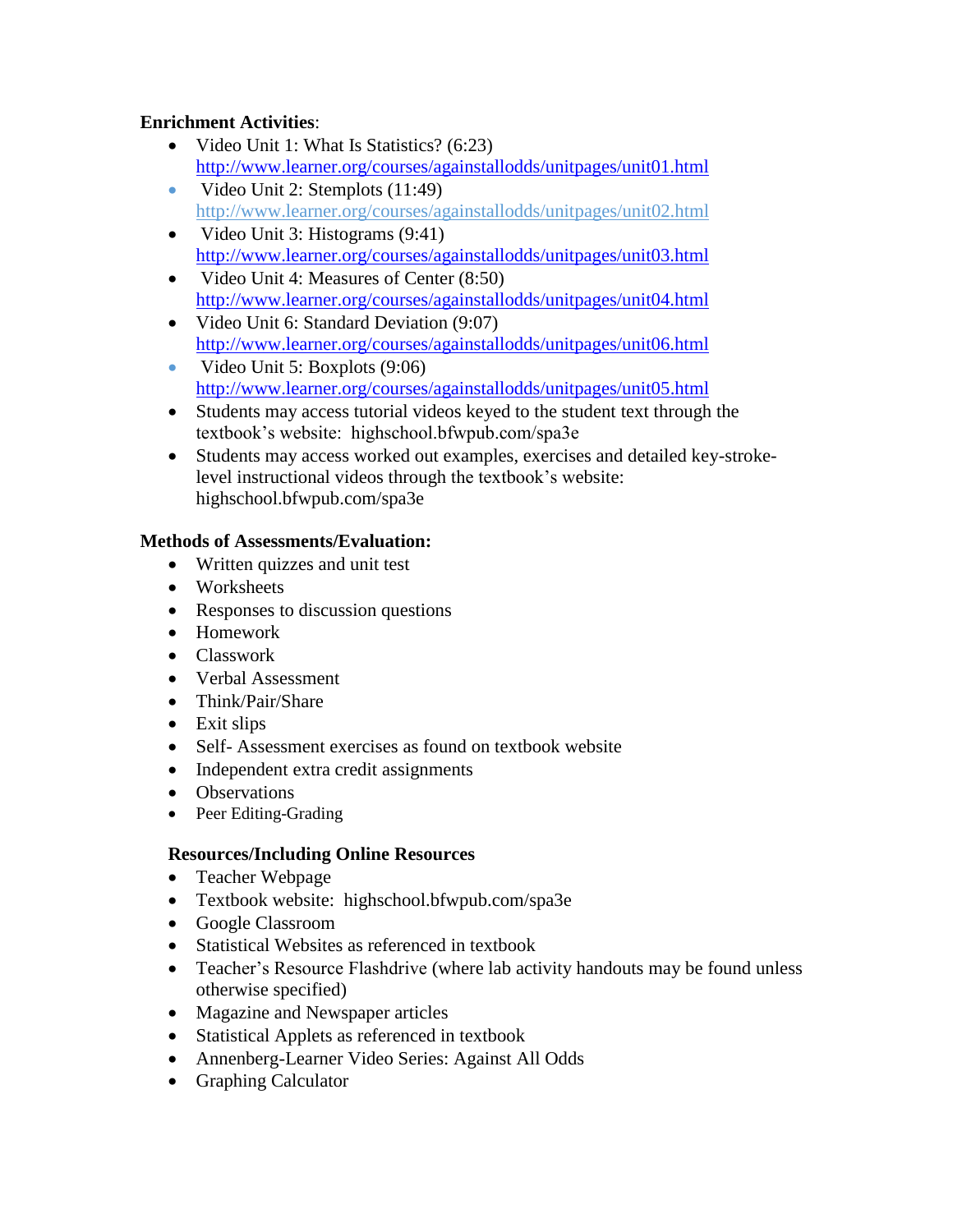**Enrichment Activities**:

- Video Unit 1: What Is Statistics? (6:23)
  http://www.learner.org/courses/againstallodds/unitpages/unit01.html
- Video Unit 2: Stemplots (11:49)
  http://www.learner.org/courses/againstallodds/unitpages/unit02.html
- Video Unit 3: Histograms (9:41)
  http://www.learner.org/courses/againstallodds/unitpages/unit03.html
- Video Unit 4: Measures of Center (8:50)
  http://www.learner.org/courses/againstallodds/unitpages/unit04.html
- Video Unit 6: Standard Deviation (9:07)
  http://www.learner.org/courses/againstallodds/unitpages/unit06.html
- Video Unit 5: Boxplots (9:06)
  http://www.learner.org/courses/againstallodds/unitpages/unit05.html
- Students may access tutorial videos keyed to the student text through the textbook's website: highschool.bfwpub.com/spa3e
- Students may access worked out examples, exercises and detailed key-stroke-level instructional videos through the textbook's website: highschool.bfwpub.com/spa3e

**Methods of Assessments/Evaluation:**

- Written quizzes and unit test
- Worksheets
- Responses to discussion questions
- Homework
- Classwork
- Verbal Assessment
- Think/Pair/Share
- Exit slips
- Self- Assessment exercises as found on textbook website
- Independent extra credit assignments
- Observations
- Peer Editing-Grading

**Resources/Including Online Resources**

- Teacher Webpage
- Textbook website: highschool.bfwpub.com/spa3e
- Google Classroom
- Statistical Websites as referenced in textbook
- Teacher's Resource Flashdrive (where lab activity handouts may be found unless otherwise specified)
- Magazine and Newspaper articles
- Statistical Applets as referenced in textbook
- Annenberg-Learner Video Series: Against All Odds
- Graphing Calculator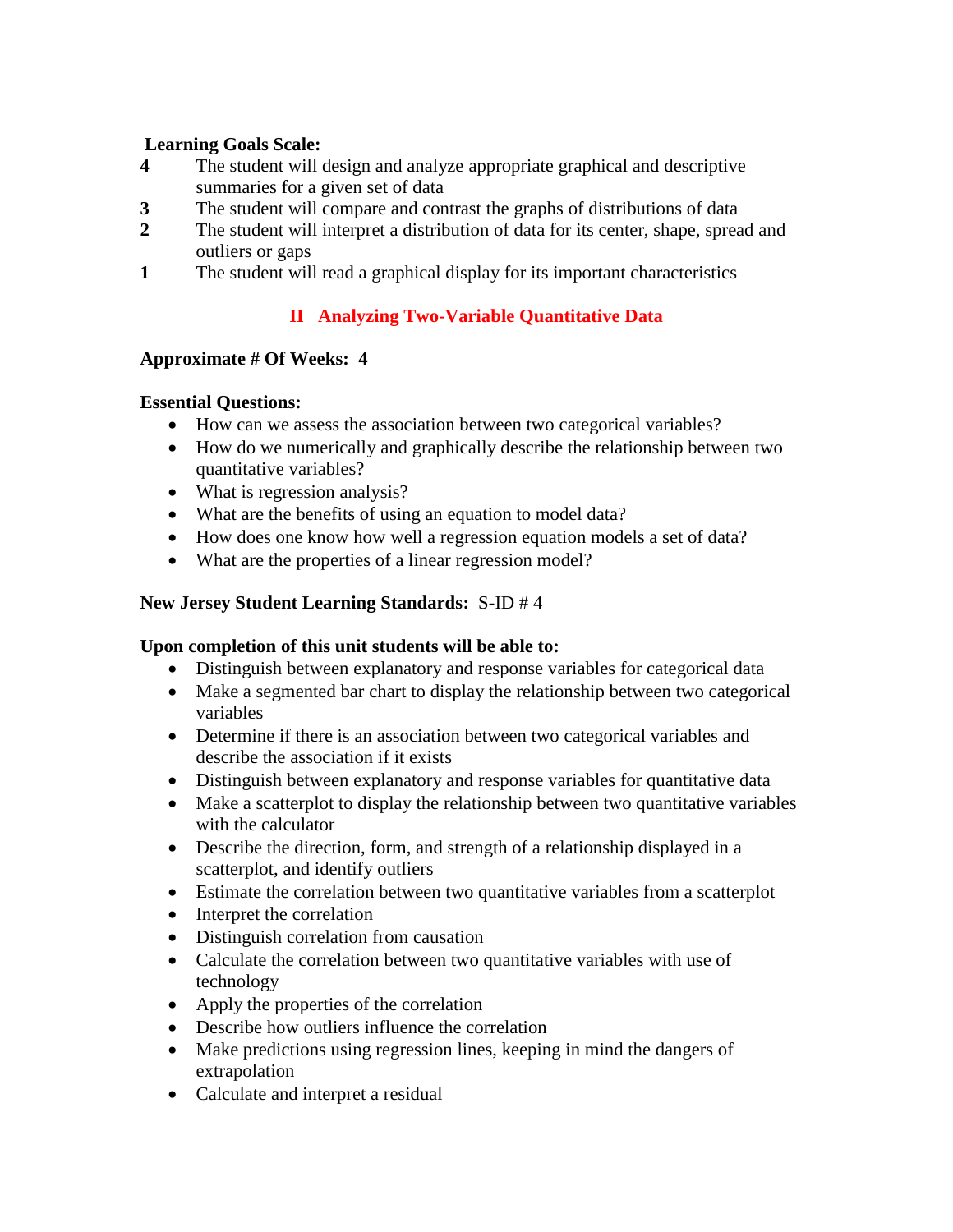**Learning Goals Scale:**

**4** The student will design and analyze appropriate graphical and descriptive summaries for a given set of data

**3** The student will compare and contrast the graphs of distributions of data

**2** The student will interpret a distribution of data for its center, shape, spread and outliers or gaps

**1** The student will read a graphical display for its important characteristics

## II Analyzing Two-Variable Quantitative Data

**Approximate # Of Weeks: 4**

**Essential Questions:**

- How can we assess the association between two categorical variables?
- How do we numerically and graphically describe the relationship between two quantitative variables?
- What is regression analysis?
- What are the benefits of using an equation to model data?
- How does one know how well a regression equation models a set of data?
- What are the properties of a linear regression model?

**New Jersey Student Learning Standards:** S-ID # 4

**Upon completion of this unit students will be able to:**

- Distinguish between explanatory and response variables for categorical data
- Make a segmented bar chart to display the relationship between two categorical variables
- Determine if there is an association between two categorical variables and describe the association if it exists
- Distinguish between explanatory and response variables for quantitative data
- Make a scatterplot to display the relationship between two quantitative variables with the calculator
- Describe the direction, form, and strength of a relationship displayed in a scatterplot, and identify outliers
- Estimate the correlation between two quantitative variables from a scatterplot
- Interpret the correlation
- Distinguish correlation from causation
- Calculate the correlation between two quantitative variables with use of technology
- Apply the properties of the correlation
- Describe how outliers influence the correlation
- Make predictions using regression lines, keeping in mind the dangers of extrapolation
- Calculate and interpret a residual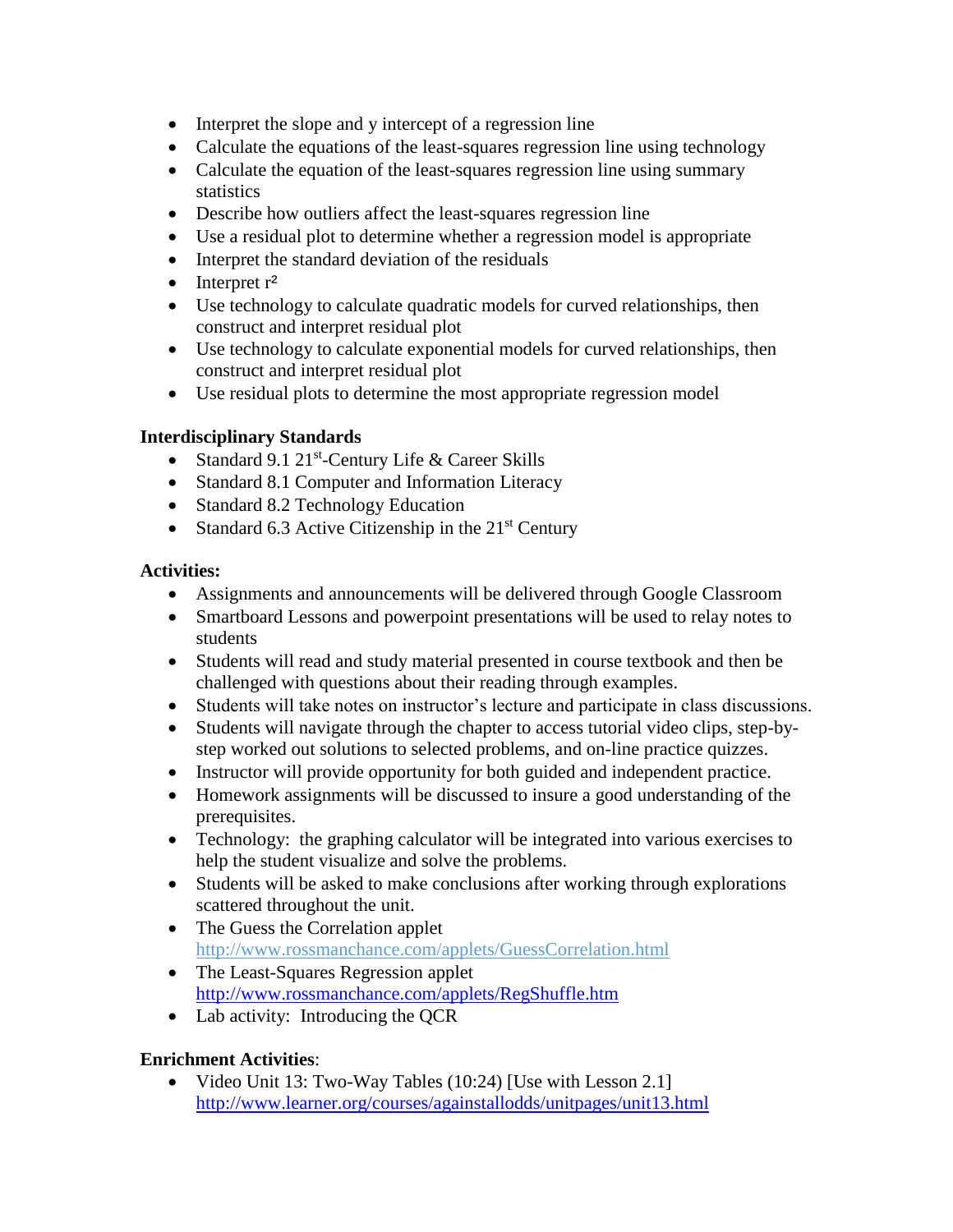- Interpret the slope and y intercept of a regression line
- Calculate the equations of the least-squares regression line using technology
- Calculate the equation of the least-squares regression line using summary statistics
- Describe how outliers affect the least-squares regression line
- Use a residual plot to determine whether a regression model is appropriate
- Interpret the standard deviation of the residuals
- Interpret $r^2$
- Use technology to calculate quadratic models for curved relationships, then construct and interpret residual plot
- Use technology to calculate exponential models for curved relationships, then construct and interpret residual plot
- Use residual plots to determine the most appropriate regression model

**Interdisciplinary Standards**

- Standard 9.1 21st-Century Life & Career Skills
- Standard 8.1 Computer and Information Literacy
- Standard 8.2 Technology Education
- Standard 6.3 Active Citizenship in the 21st Century

**Activities:**

- Assignments and announcements will be delivered through Google Classroom
- Smartboard Lessons and powerpoint presentations will be used to relay notes to students
- Students will read and study material presented in course textbook and then be challenged with questions about their reading through examples.
- Students will take notes on instructor's lecture and participate in class discussions.
- Students will navigate through the chapter to access tutorial video clips, step-by-step worked out solutions to selected problems, and on-line practice quizzes.
- Instructor will provide opportunity for both guided and independent practice.
- Homework assignments will be discussed to insure a good understanding of the prerequisites.
- Technology: the graphing calculator will be integrated into various exercises to help the student visualize and solve the problems.
- Students will be asked to make conclusions after working through explorations scattered throughout the unit.
- The Guess the Correlation applet
  http://www.rossmanchance.com/applets/GuessCorrelation.html
- The Least-Squares Regression applet
  http://www.rossmanchance.com/applets/RegShuffle.htm
- Lab activity: Introducing the QCR

**Enrichment Activities**:

- Video Unit 13: Two-Way Tables (10:24) [Use with Lesson 2.1]
  http://www.learner.org/courses/againstallodds/unitpages/unit13.html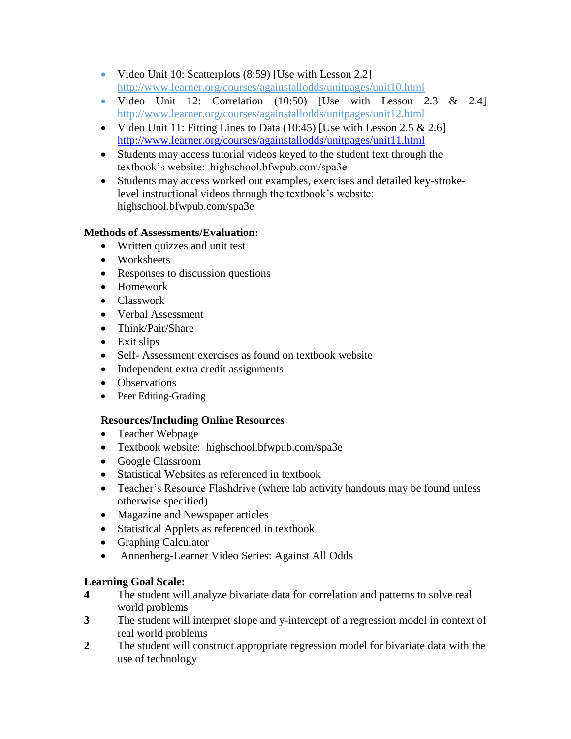- Video Unit 10: Scatterplots (8:59) [Use with Lesson 2.2] http://www.learner.org/courses/againstallodds/unitpages/unit10.html
- Video Unit 12: Correlation (10:50) [Use with Lesson 2.3 & 2.4] http://www.learner.org/courses/againstallodds/unitpages/unit12.html
- Video Unit 11: Fitting Lines to Data (10:45) [Use with Lesson 2.5 & 2.6] http://www.learner.org/courses/againstallodds/unitpages/unit11.html
- Students may access tutorial videos keyed to the student text through the textbook's website: highschool.bfwpub.com/spa3e
- Students may access worked out examples, exercises and detailed key-stroke-level instructional videos through the textbook's website: highschool.bfwpub.com/spa3e

**Methods of Assessments/Evaluation:**

- Written quizzes and unit test
- Worksheets
- Responses to discussion questions
- Homework
- Classwork
- Verbal Assessment
- Think/Pair/Share
- Exit slips
- Self- Assessment exercises as found on textbook website
- Independent extra credit assignments
- Observations
- Peer Editing-Grading

**Resources/Including Online Resources**

- Teacher Webpage
- Textbook website: highschool.bfwpub.com/spa3e
- Google Classroom
- Statistical Websites as referenced in textbook
- Teacher's Resource Flashdrive (where lab activity handouts may be found unless otherwise specified)
- Magazine and Newspaper articles
- Statistical Applets as referenced in textbook
- Graphing Calculator
- Annenberg-Learner Video Series: Against All Odds

**Learning Goal Scale:**

**4** The student will analyze bivariate data for correlation and patterns to solve real world problems

**3** The student will interpret slope and y-intercept of a regression model in context of real world problems

**2** The student will construct appropriate regression model for bivariate data with the use of technology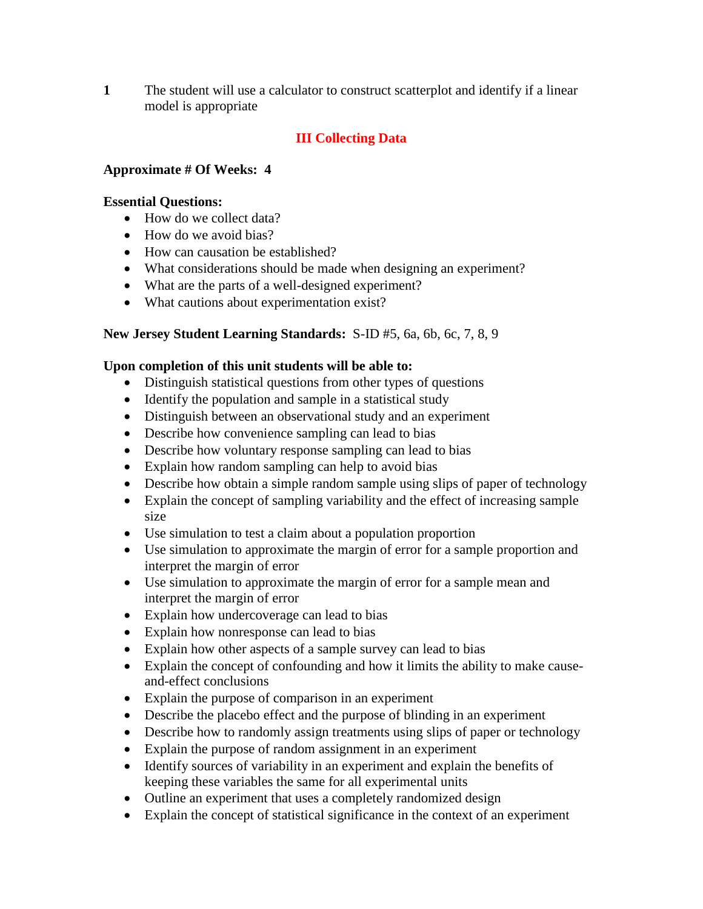**1** The student will use a calculator to construct scatterplot and identify if a linear model is appropriate

## III Collecting Data

**Approximate # Of Weeks: 4**

**Essential Questions:**

- How do we collect data?
- How do we avoid bias?
- How can causation be established?
- What considerations should be made when designing an experiment?
- What are the parts of a well-designed experiment?
- What cautions about experimentation exist?

**New Jersey Student Learning Standards:** S-ID #5, 6a, 6b, 6c, 7, 8, 9

**Upon completion of this unit students will be able to:**

- Distinguish statistical questions from other types of questions
- Identify the population and sample in a statistical study
- Distinguish between an observational study and an experiment
- Describe how convenience sampling can lead to bias
- Describe how voluntary response sampling can lead to bias
- Explain how random sampling can help to avoid bias
- Describe how obtain a simple random sample using slips of paper of technology
- Explain the concept of sampling variability and the effect of increasing sample size
- Use simulation to test a claim about a population proportion
- Use simulation to approximate the margin of error for a sample proportion and interpret the margin of error
- Use simulation to approximate the margin of error for a sample mean and interpret the margin of error
- Explain how undercoverage can lead to bias
- Explain how nonresponse can lead to bias
- Explain how other aspects of a sample survey can lead to bias
- Explain the concept of confounding and how it limits the ability to make cause-and-effect conclusions
- Explain the purpose of comparison in an experiment
- Describe the placebo effect and the purpose of blinding in an experiment
- Describe how to randomly assign treatments using slips of paper or technology
- Explain the purpose of random assignment in an experiment
- Identify sources of variability in an experiment and explain the benefits of keeping these variables the same for all experimental units
- Outline an experiment that uses a completely randomized design
- Explain the concept of statistical significance in the context of an experiment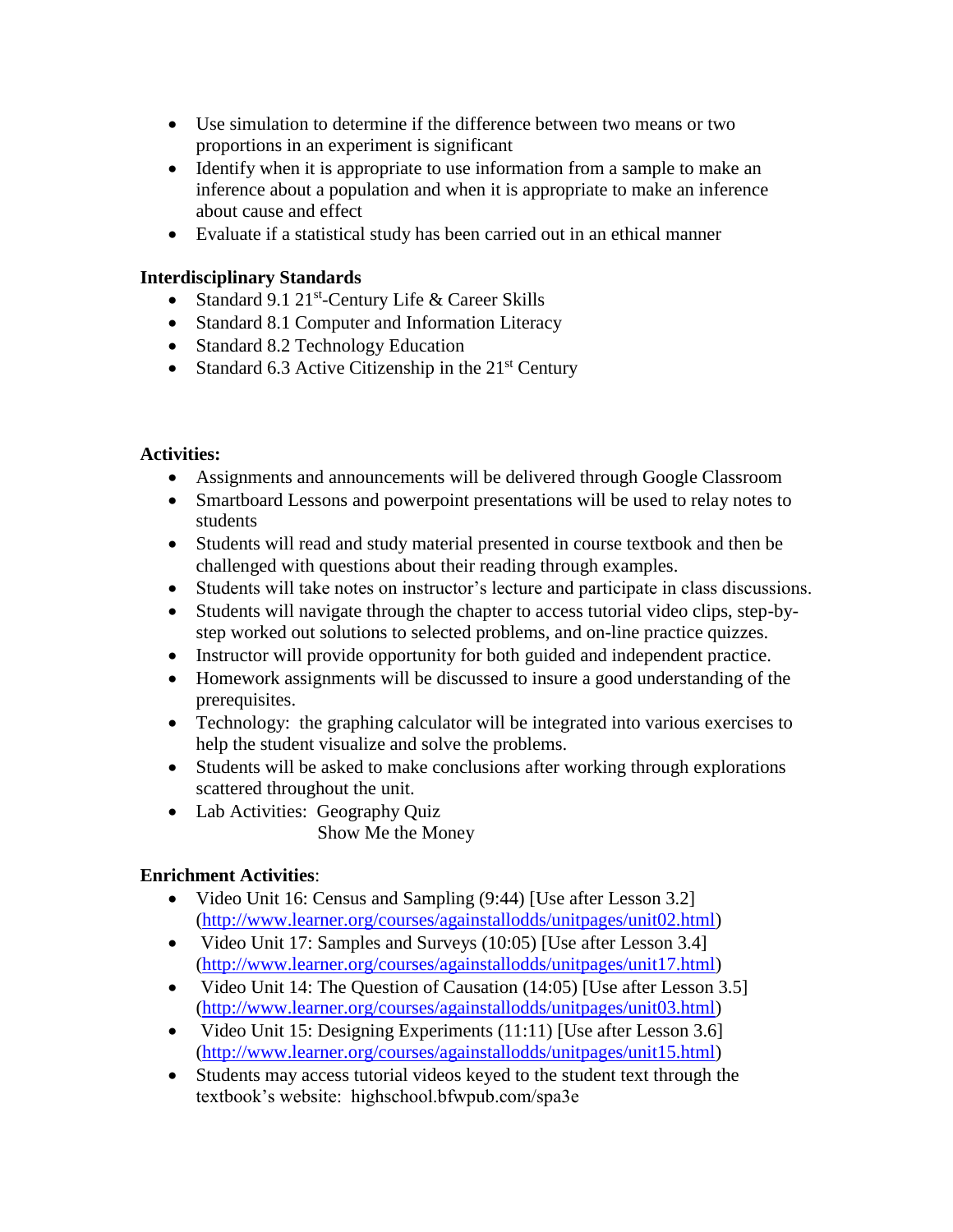- Use simulation to determine if the difference between two means or two proportions in an experiment is significant
- Identify when it is appropriate to use information from a sample to make an inference about a population and when it is appropriate to make an inference about cause and effect
- Evaluate if a statistical study has been carried out in an ethical manner

**Interdisciplinary Standards**

- Standard 9.1 21st-Century Life & Career Skills
- Standard 8.1 Computer and Information Literacy
- Standard 8.2 Technology Education
- Standard 6.3 Active Citizenship in the 21st Century

**Activities:**

- Assignments and announcements will be delivered through Google Classroom
- Smartboard Lessons and powerpoint presentations will be used to relay notes to students
- Students will read and study material presented in course textbook and then be challenged with questions about their reading through examples.
- Students will take notes on instructor's lecture and participate in class discussions.
- Students will navigate through the chapter to access tutorial video clips, step-by-step worked out solutions to selected problems, and on-line practice quizzes.
- Instructor will provide opportunity for both guided and independent practice.
- Homework assignments will be discussed to insure a good understanding of the prerequisites.
- Technology: the graphing calculator will be integrated into various exercises to help the student visualize and solve the problems.
- Students will be asked to make conclusions after working through explorations scattered throughout the unit.
- Lab Activities: Geography Quiz
  Show Me the Money

**Enrichment Activities**:

- Video Unit 16: Census and Sampling (9:44) [Use after Lesson 3.2] (http://www.learner.org/courses/againstallodds/unitpages/unit02.html)
- Video Unit 17: Samples and Surveys (10:05) [Use after Lesson 3.4] (http://www.learner.org/courses/againstallodds/unitpages/unit17.html)
- Video Unit 14: The Question of Causation (14:05) [Use after Lesson 3.5] (http://www.learner.org/courses/againstallodds/unitpages/unit03.html)
- Video Unit 15: Designing Experiments (11:11) [Use after Lesson 3.6] (http://www.learner.org/courses/againstallodds/unitpages/unit15.html)
- Students may access tutorial videos keyed to the student text through the textbook's website: highschool.bfwpub.com/spa3e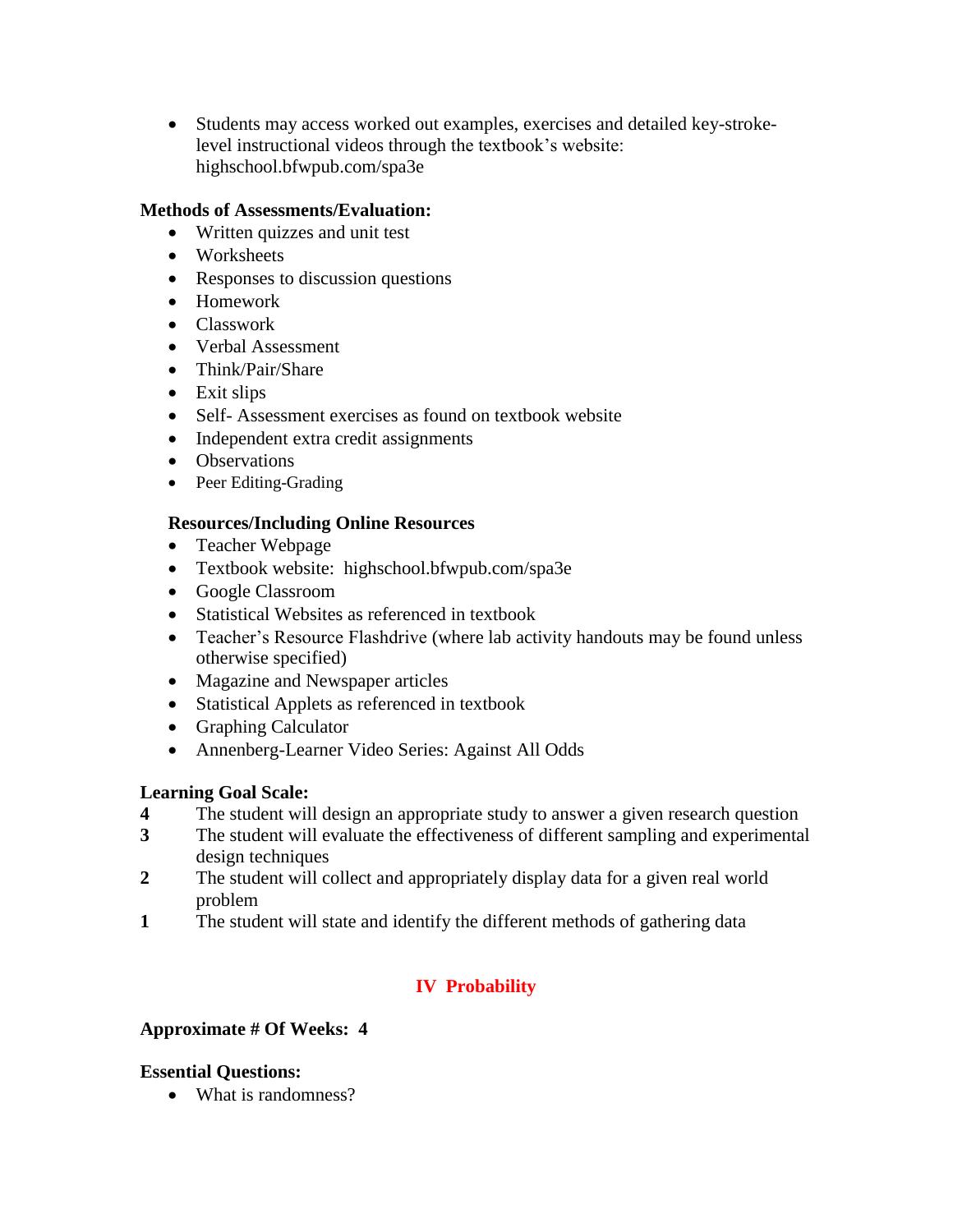- Students may access worked out examples, exercises and detailed key-stroke-level instructional videos through the textbook's website: highschool.bfwpub.com/spa3e

**Methods of Assessments/Evaluation:**

- Written quizzes and unit test
- Worksheets
- Responses to discussion questions
- Homework
- Classwork
- Verbal Assessment
- Think/Pair/Share
- Exit slips
- Self- Assessment exercises as found on textbook website
- Independent extra credit assignments
- Observations
- Peer Editing-Grading

**Resources/Including Online Resources**

- Teacher Webpage
- Textbook website: highschool.bfwpub.com/spa3e
- Google Classroom
- Statistical Websites as referenced in textbook
- Teacher's Resource Flashdrive (where lab activity handouts may be found unless otherwise specified)
- Magazine and Newspaper articles
- Statistical Applets as referenced in textbook
- Graphing Calculator
- Annenberg-Learner Video Series: Against All Odds

**Learning Goal Scale:**

**4** The student will design an appropriate study to answer a given research question

**3** The student will evaluate the effectiveness of different sampling and experimental design techniques

**2** The student will collect and appropriately display data for a given real world problem

**1** The student will state and identify the different methods of gathering data

## IV Probability

**Approximate # Of Weeks: 4**

**Essential Questions:**

- What is randomness?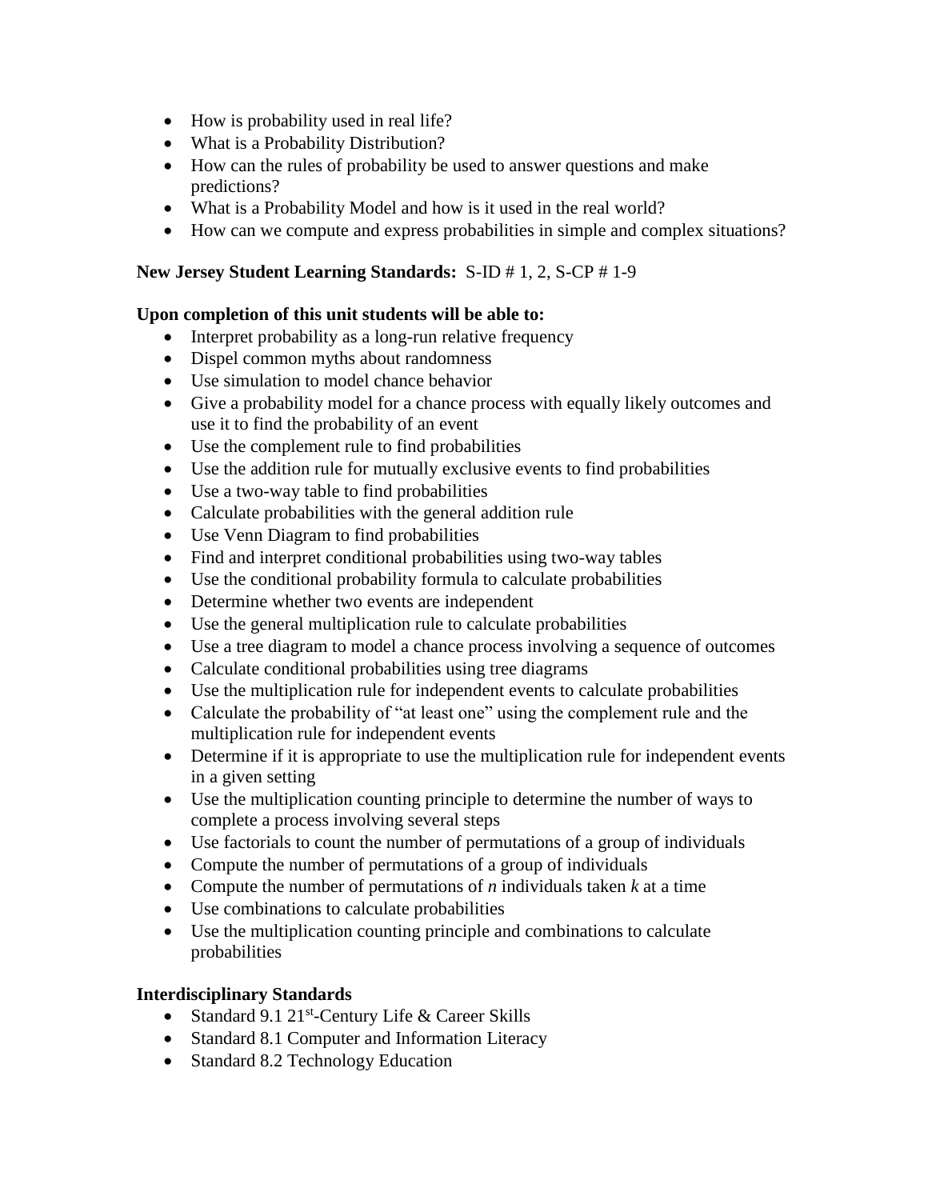- How is probability used in real life?
- What is a Probability Distribution?
- How can the rules of probability be used to answer questions and make predictions?
- What is a Probability Model and how is it used in the real world?
- How can we compute and express probabilities in simple and complex situations?

**New Jersey Student Learning Standards:** S-ID # 1, 2, S-CP # 1-9

**Upon completion of this unit students will be able to:**

- Interpret probability as a long-run relative frequency
- Dispel common myths about randomness
- Use simulation to model chance behavior
- Give a probability model for a chance process with equally likely outcomes and use it to find the probability of an event
- Use the complement rule to find probabilities
- Use the addition rule for mutually exclusive events to find probabilities
- Use a two-way table to find probabilities
- Calculate probabilities with the general addition rule
- Use Venn Diagram to find probabilities
- Find and interpret conditional probabilities using two-way tables
- Use the conditional probability formula to calculate probabilities
- Determine whether two events are independent
- Use the general multiplication rule to calculate probabilities
- Use a tree diagram to model a chance process involving a sequence of outcomes
- Calculate conditional probabilities using tree diagrams
- Use the multiplication rule for independent events to calculate probabilities
- Calculate the probability of "at least one" using the complement rule and the multiplication rule for independent events
- Determine if it is appropriate to use the multiplication rule for independent events in a given setting
- Use the multiplication counting principle to determine the number of ways to complete a process involving several steps
- Use factorials to count the number of permutations of a group of individuals
- Compute the number of permutations of a group of individuals
- Compute the number of permutations of $n$ individuals taken $k$ at a time
- Use combinations to calculate probabilities
- Use the multiplication counting principle and combinations to calculate probabilities

**Interdisciplinary Standards**

- Standard 9.1 21st-Century Life & Career Skills
- Standard 8.1 Computer and Information Literacy
- Standard 8.2 Technology Education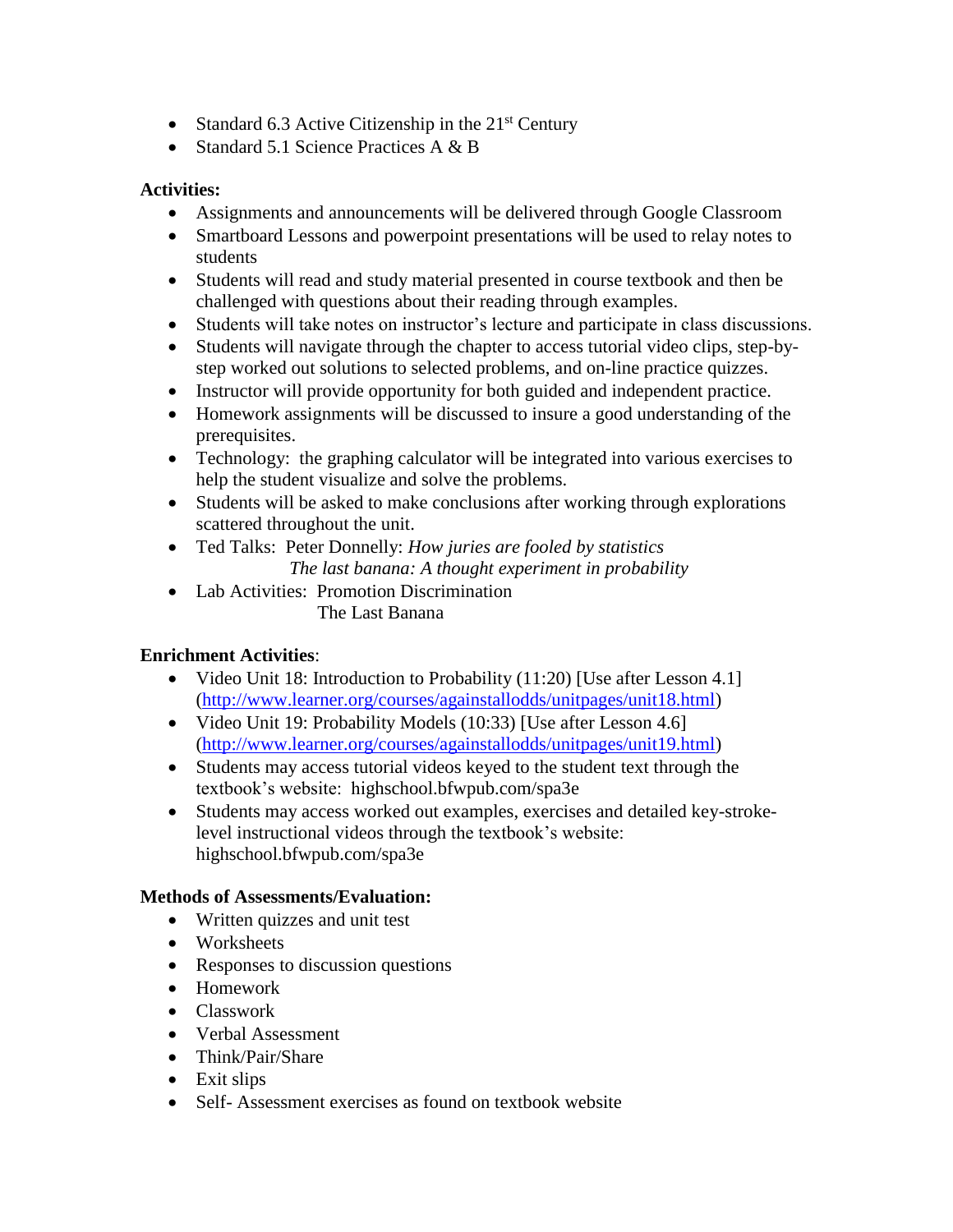- Standard 6.3 Active Citizenship in the 21st Century
- Standard 5.1 Science Practices A & B

**Activities:**

- Assignments and announcements will be delivered through Google Classroom
- Smartboard Lessons and powerpoint presentations will be used to relay notes to students
- Students will read and study material presented in course textbook and then be challenged with questions about their reading through examples.
- Students will take notes on instructor's lecture and participate in class discussions.
- Students will navigate through the chapter to access tutorial video clips, step-by-step worked out solutions to selected problems, and on-line practice quizzes.
- Instructor will provide opportunity for both guided and independent practice.
- Homework assignments will be discussed to insure a good understanding of the prerequisites.
- Technology: the graphing calculator will be integrated into various exercises to help the student visualize and solve the problems.
- Students will be asked to make conclusions after working through explorations scattered throughout the unit.
- Ted Talks: Peter Donnelly: *How juries are fooled by statistics*
  *The last banana: A thought experiment in probability*
- Lab Activities: Promotion Discrimination
  The Last Banana

**Enrichment Activities**:

- Video Unit 18: Introduction to Probability (11:20) [Use after Lesson 4.1] (http://www.learner.org/courses/againstallodds/unitpages/unit18.html)
- Video Unit 19: Probability Models (10:33) [Use after Lesson 4.6] (http://www.learner.org/courses/againstallodds/unitpages/unit19.html)
- Students may access tutorial videos keyed to the student text through the textbook's website: highschool.bfwpub.com/spa3e
- Students may access worked out examples, exercises and detailed key-stroke-level instructional videos through the textbook's website: highschool.bfwpub.com/spa3e

**Methods of Assessments/Evaluation:**

- Written quizzes and unit test
- Worksheets
- Responses to discussion questions
- Homework
- Classwork
- Verbal Assessment
- Think/Pair/Share
- Exit slips
- Self- Assessment exercises as found on textbook website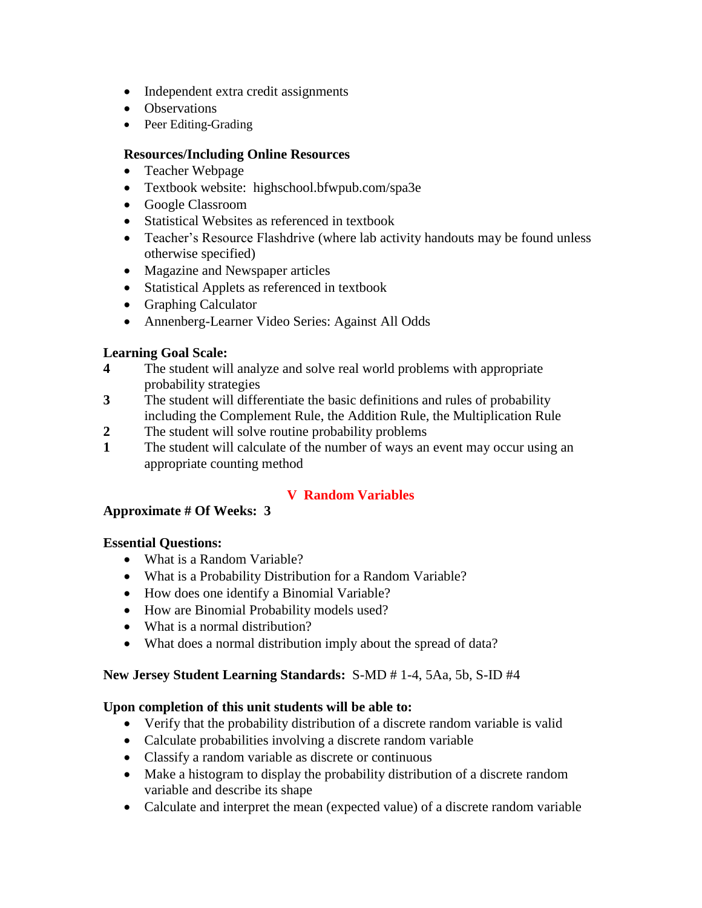- Independent extra credit assignments
- Observations
- Peer Editing-Grading

**Resources/Including Online Resources**

- Teacher Webpage
- Textbook website: highschool.bfwpub.com/spa3e
- Google Classroom
- Statistical Websites as referenced in textbook
- Teacher's Resource Flashdrive (where lab activity handouts may be found unless otherwise specified)
- Magazine and Newspaper articles
- Statistical Applets as referenced in textbook
- Graphing Calculator
- Annenberg-Learner Video Series: Against All Odds

**Learning Goal Scale:**

**4** The student will analyze and solve real world problems with appropriate probability strategies

**3** The student will differentiate the basic definitions and rules of probability including the Complement Rule, the Addition Rule, the Multiplication Rule

**2** The student will solve routine probability problems

**1** The student will calculate of the number of ways an event may occur using an appropriate counting method

## V Random Variables

**Approximate # Of Weeks: 3**

**Essential Questions:**

- What is a Random Variable?
- What is a Probability Distribution for a Random Variable?
- How does one identify a Binomial Variable?
- How are Binomial Probability models used?
- What is a normal distribution?
- What does a normal distribution imply about the spread of data?

**New Jersey Student Learning Standards:** S-MD # 1-4, 5Aa, 5b, S-ID #4

**Upon completion of this unit students will be able to:**

- Verify that the probability distribution of a discrete random variable is valid
- Calculate probabilities involving a discrete random variable
- Classify a random variable as discrete or continuous
- Make a histogram to display the probability distribution of a discrete random variable and describe its shape
- Calculate and interpret the mean (expected value) of a discrete random variable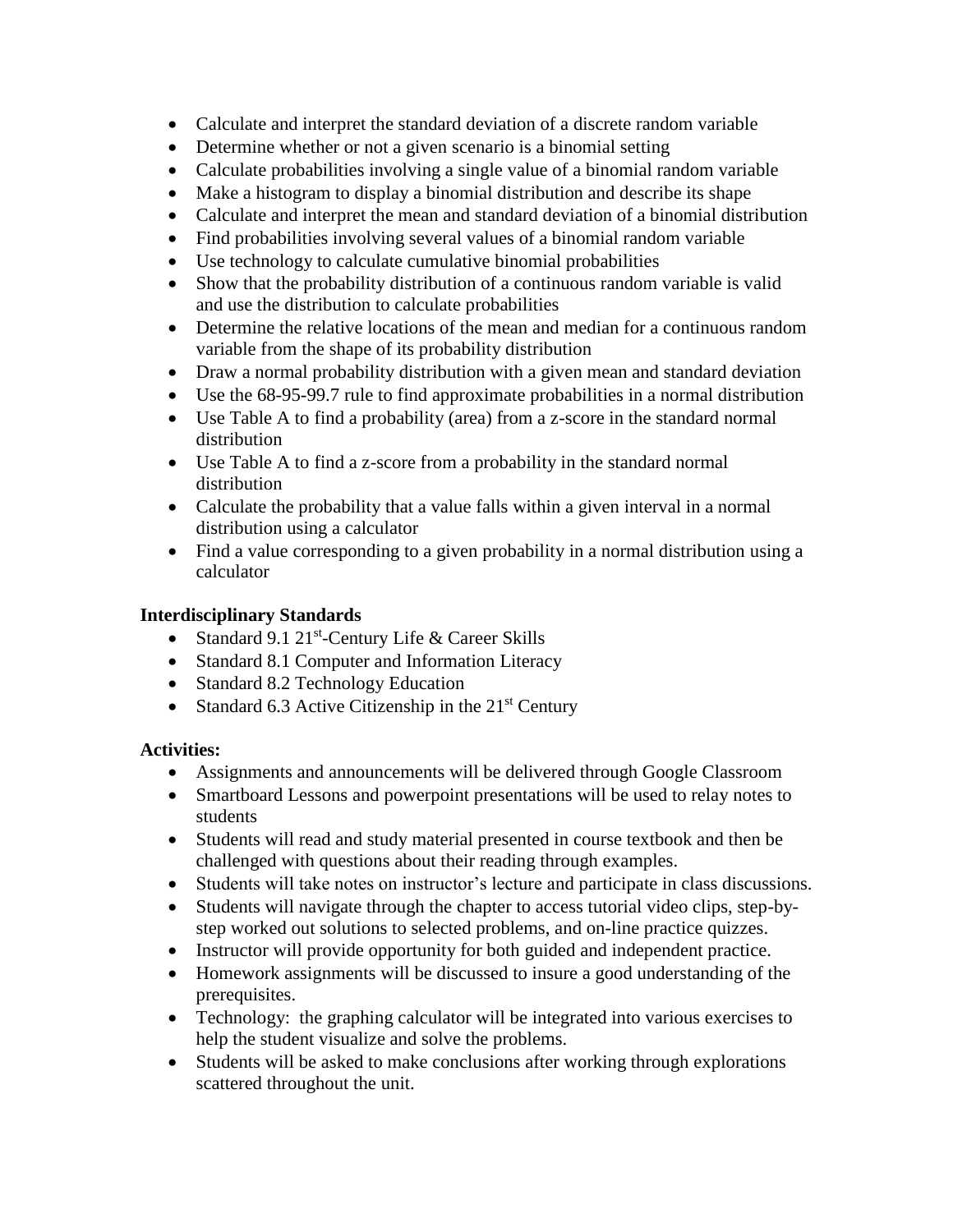- Calculate and interpret the standard deviation of a discrete random variable
- Determine whether or not a given scenario is a binomial setting
- Calculate probabilities involving a single value of a binomial random variable
- Make a histogram to display a binomial distribution and describe its shape
- Calculate and interpret the mean and standard deviation of a binomial distribution
- Find probabilities involving several values of a binomial random variable
- Use technology to calculate cumulative binomial probabilities
- Show that the probability distribution of a continuous random variable is valid and use the distribution to calculate probabilities
- Determine the relative locations of the mean and median for a continuous random variable from the shape of its probability distribution
- Draw a normal probability distribution with a given mean and standard deviation
- Use the 68-95-99.7 rule to find approximate probabilities in a normal distribution
- Use Table A to find a probability (area) from a z-score in the standard normal distribution
- Use Table A to find a z-score from a probability in the standard normal distribution
- Calculate the probability that a value falls within a given interval in a normal distribution using a calculator
- Find a value corresponding to a given probability in a normal distribution using a calculator

**Interdisciplinary Standards**

- Standard 9.1 21st-Century Life & Career Skills
- Standard 8.1 Computer and Information Literacy
- Standard 8.2 Technology Education
- Standard 6.3 Active Citizenship in the 21st Century

**Activities:**

- Assignments and announcements will be delivered through Google Classroom
- Smartboard Lessons and powerpoint presentations will be used to relay notes to students
- Students will read and study material presented in course textbook and then be challenged with questions about their reading through examples.
- Students will take notes on instructor's lecture and participate in class discussions.
- Students will navigate through the chapter to access tutorial video clips, step-by-step worked out solutions to selected problems, and on-line practice quizzes.
- Instructor will provide opportunity for both guided and independent practice.
- Homework assignments will be discussed to insure a good understanding of the prerequisites.
- Technology: the graphing calculator will be integrated into various exercises to help the student visualize and solve the problems.
- Students will be asked to make conclusions after working through explorations scattered throughout the unit.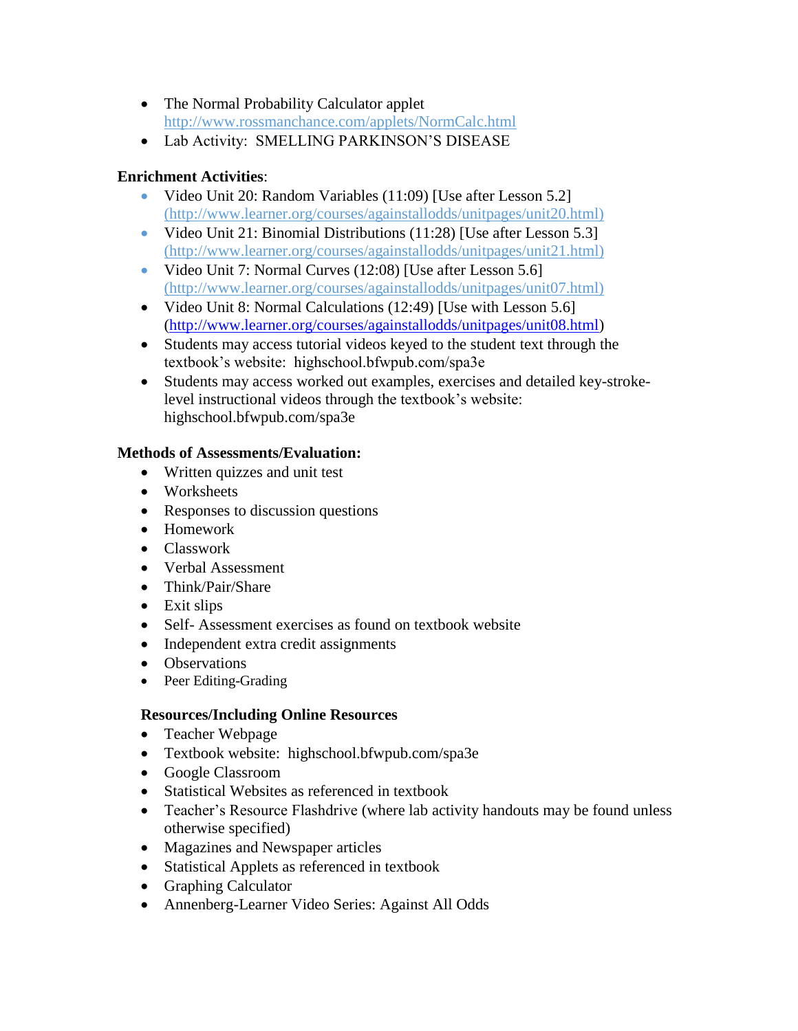- The Normal Probability Calculator applet http://www.rossmanchance.com/applets/NormCalc.html
- Lab Activity: SMELLING PARKINSON'S DISEASE

**Enrichment Activities**:

- Video Unit 20: Random Variables (11:09) [Use after Lesson 5.2] (http://www.learner.org/courses/againstallodds/unitpages/unit20.html)
- Video Unit 21: Binomial Distributions (11:28) [Use after Lesson 5.3] (http://www.learner.org/courses/againstallodds/unitpages/unit21.html)
- Video Unit 7: Normal Curves (12:08) [Use after Lesson 5.6] (http://www.learner.org/courses/againstallodds/unitpages/unit07.html)
- Video Unit 8: Normal Calculations (12:49) [Use with Lesson 5.6] (http://www.learner.org/courses/againstallodds/unitpages/unit08.html)
- Students may access tutorial videos keyed to the student text through the textbook's website: highschool.bfwpub.com/spa3e
- Students may access worked out examples, exercises and detailed key-stroke-level instructional videos through the textbook's website: highschool.bfwpub.com/spa3e

**Methods of Assessments/Evaluation:**

- Written quizzes and unit test
- Worksheets
- Responses to discussion questions
- Homework
- Classwork
- Verbal Assessment
- Think/Pair/Share
- Exit slips
- Self- Assessment exercises as found on textbook website
- Independent extra credit assignments
- Observations
- Peer Editing-Grading

**Resources/Including Online Resources**

- Teacher Webpage
- Textbook website: highschool.bfwpub.com/spa3e
- Google Classroom
- Statistical Websites as referenced in textbook
- Teacher's Resource Flashdrive (where lab activity handouts may be found unless otherwise specified)
- Magazines and Newspaper articles
- Statistical Applets as referenced in textbook
- Graphing Calculator
- Annenberg-Learner Video Series: Against All Odds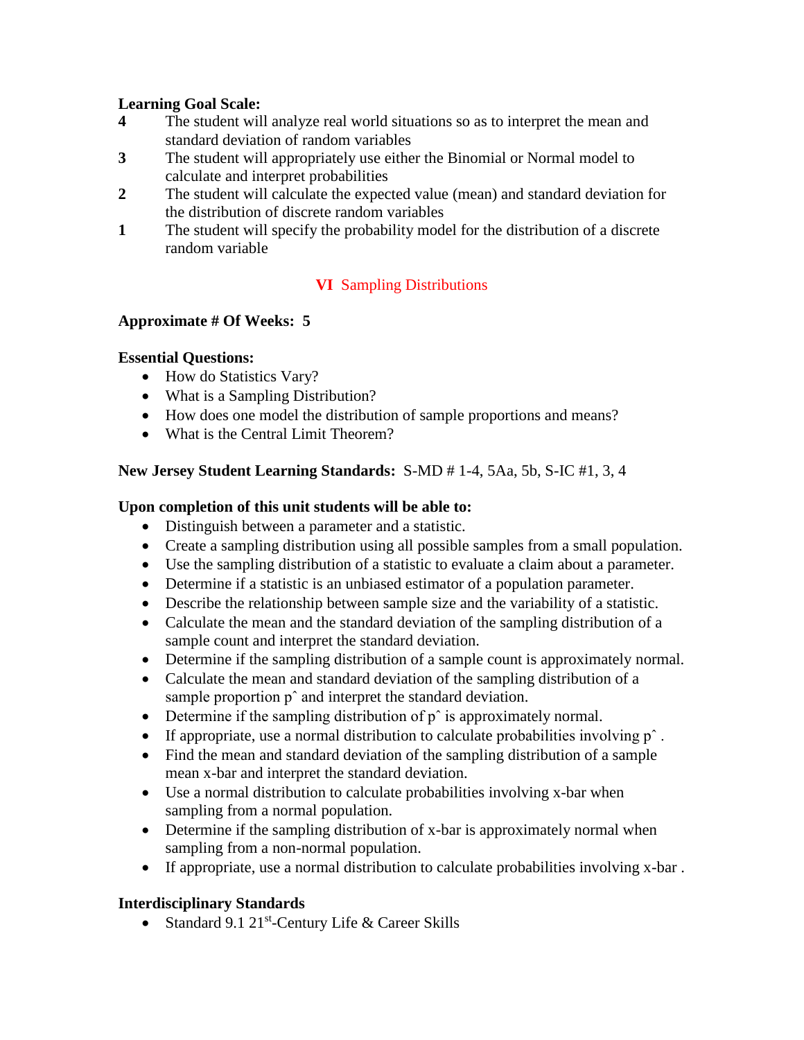**Learning Goal Scale:**

**4** The student will analyze real world situations so as to interpret the mean and standard deviation of random variables

**3** The student will appropriately use either the Binomial or Normal model to calculate and interpret probabilities

**2** The student will calculate the expected value (mean) and standard deviation for the distribution of discrete random variables

**1** The student will specify the probability model for the distribution of a discrete random variable

## VI Sampling Distributions

**Approximate # Of Weeks: 5**

**Essential Questions:**

- How do Statistics Vary?
- What is a Sampling Distribution?
- How does one model the distribution of sample proportions and means?
- What is the Central Limit Theorem?

**New Jersey Student Learning Standards:** S-MD # 1-4, 5Aa, 5b, S-IC #1, 3, 4

**Upon completion of this unit students will be able to:**

- Distinguish between a parameter and a statistic.
- Create a sampling distribution using all possible samples from a small population.
- Use the sampling distribution of a statistic to evaluate a claim about a parameter.
- Determine if a statistic is an unbiased estimator of a population parameter.
- Describe the relationship between sample size and the variability of a statistic.
- Calculate the mean and the standard deviation of the sampling distribution of a sample count and interpret the standard deviation.
- Determine if the sampling distribution of a sample count is approximately normal.
- Calculate the mean and standard deviation of the sampling distribution of a sample proportion $\hat{p}$ and interpret the standard deviation.
- Determine if the sampling distribution of $\hat{p}$ is approximately normal.
- If appropriate, use a normal distribution to calculate probabilities involving $\hat{p}$ .
- Find the mean and standard deviation of the sampling distribution of a sample mean x-bar and interpret the standard deviation.
- Use a normal distribution to calculate probabilities involving x-bar when sampling from a normal population.
- Determine if the sampling distribution of x-bar is approximately normal when sampling from a non-normal population.
- If appropriate, use a normal distribution to calculate probabilities involving x-bar .

**Interdisciplinary Standards**

- Standard 9.1 21st-Century Life & Career Skills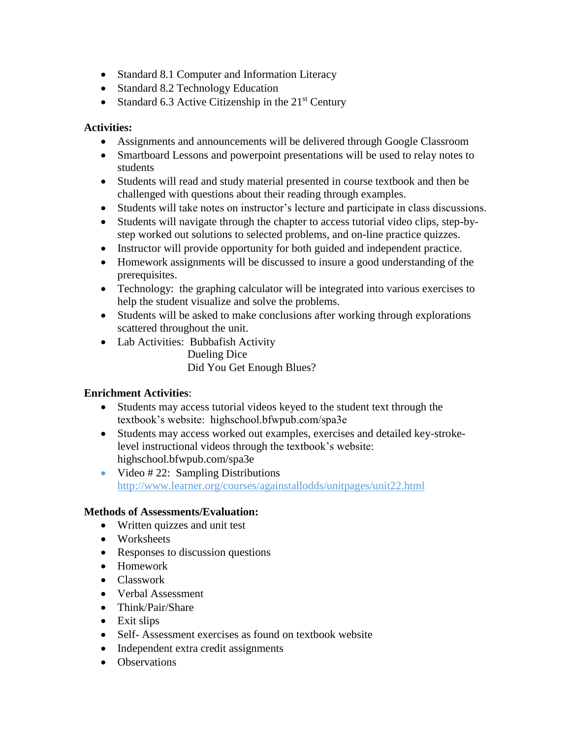- Standard 8.1 Computer and Information Literacy
- Standard 8.2 Technology Education
- Standard 6.3 Active Citizenship in the 21st Century

**Activities:**

- Assignments and announcements will be delivered through Google Classroom
- Smartboard Lessons and powerpoint presentations will be used to relay notes to students
- Students will read and study material presented in course textbook and then be challenged with questions about their reading through examples.
- Students will take notes on instructor's lecture and participate in class discussions.
- Students will navigate through the chapter to access tutorial video clips, step-by-step worked out solutions to selected problems, and on-line practice quizzes.
- Instructor will provide opportunity for both guided and independent practice.
- Homework assignments will be discussed to insure a good understanding of the prerequisites.
- Technology: the graphing calculator will be integrated into various exercises to help the student visualize and solve the problems.
- Students will be asked to make conclusions after working through explorations scattered throughout the unit.
- Lab Activities: Bubbafish Activity
  Dueling Dice
  Did You Get Enough Blues?

**Enrichment Activities**:

- Students may access tutorial videos keyed to the student text through the textbook's website: highschool.bfwpub.com/spa3e
- Students may access worked out examples, exercises and detailed key-stroke-level instructional videos through the textbook's website: highschool.bfwpub.com/spa3e
- Video # 22: Sampling Distributions http://www.learner.org/courses/againstallodds/unitpages/unit22.html

**Methods of Assessments/Evaluation:**

- Written quizzes and unit test
- Worksheets
- Responses to discussion questions
- Homework
- Classwork
- Verbal Assessment
- Think/Pair/Share
- Exit slips
- Self- Assessment exercises as found on textbook website
- Independent extra credit assignments
- Observations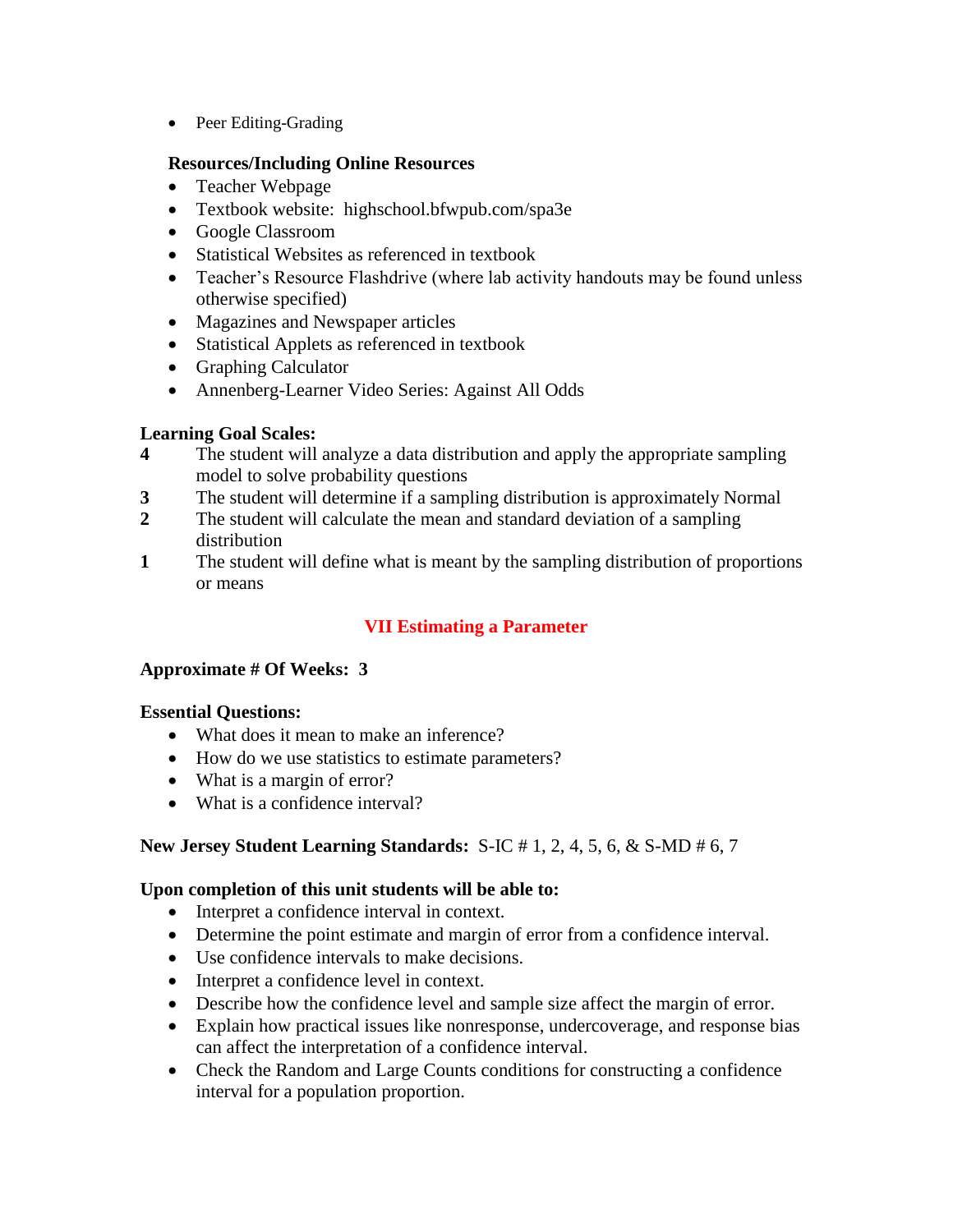- Peer Editing-Grading

**Resources/Including Online Resources**

- Teacher Webpage
- Textbook website: highschool.bfwpub.com/spa3e
- Google Classroom
- Statistical Websites as referenced in textbook
- Teacher's Resource Flashdrive (where lab activity handouts may be found unless otherwise specified)
- Magazines and Newspaper articles
- Statistical Applets as referenced in textbook
- Graphing Calculator
- Annenberg-Learner Video Series: Against All Odds

**Learning Goal Scales:**

**4** The student will analyze a data distribution and apply the appropriate sampling model to solve probability questions

**3** The student will determine if a sampling distribution is approximately Normal

**2** The student will calculate the mean and standard deviation of a sampling distribution

**1** The student will define what is meant by the sampling distribution of proportions or means

## VII Estimating a Parameter

**Approximate # Of Weeks: 3**

**Essential Questions:**

- What does it mean to make an inference?
- How do we use statistics to estimate parameters?
- What is a margin of error?
- What is a confidence interval?

**New Jersey Student Learning Standards:** S-IC # 1, 2, 4, 5, 6, & S-MD # 6, 7

**Upon completion of this unit students will be able to:**

- Interpret a confidence interval in context.
- Determine the point estimate and margin of error from a confidence interval.
- Use confidence intervals to make decisions.
- Interpret a confidence level in context.
- Describe how the confidence level and sample size affect the margin of error.
- Explain how practical issues like nonresponse, undercoverage, and response bias can affect the interpretation of a confidence interval.
- Check the Random and Large Counts conditions for constructing a confidence interval for a population proportion.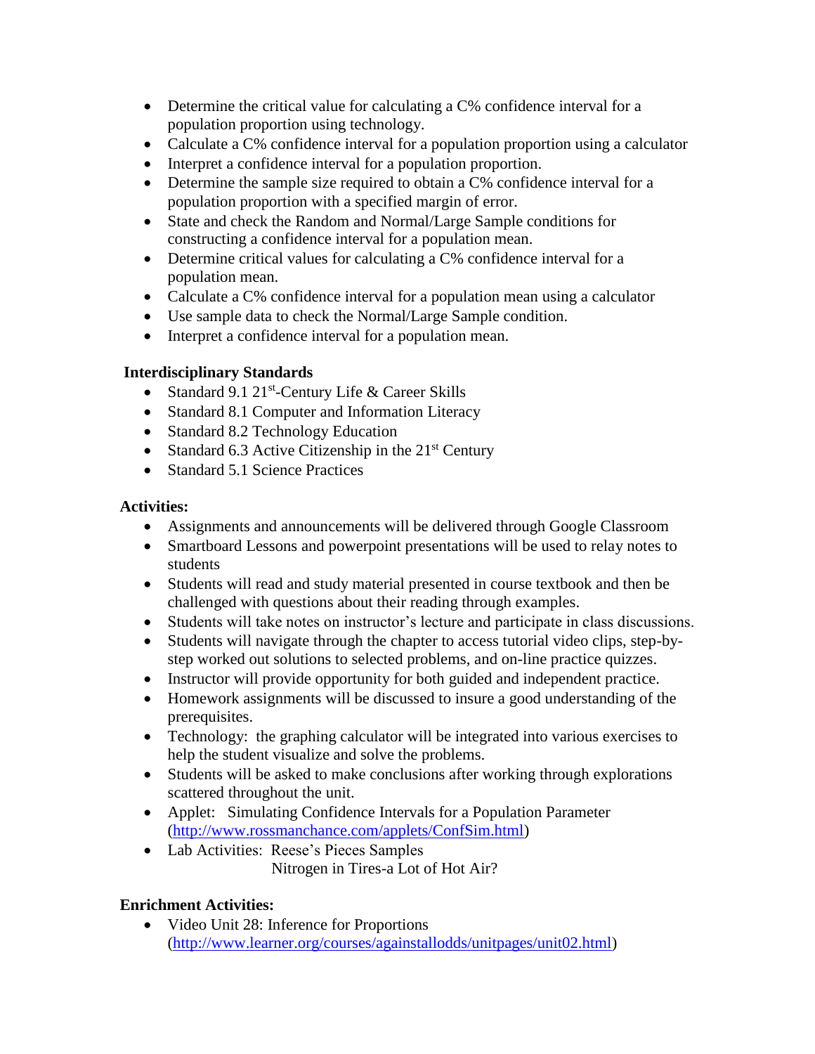- Determine the critical value for calculating a C% confidence interval for a population proportion using technology.
- Calculate a C% confidence interval for a population proportion using a calculator
- Interpret a confidence interval for a population proportion.
- Determine the sample size required to obtain a C% confidence interval for a population proportion with a specified margin of error.
- State and check the Random and Normal/Large Sample conditions for constructing a confidence interval for a population mean.
- Determine critical values for calculating a C% confidence interval for a population mean.
- Calculate a C% confidence interval for a population mean using a calculator
- Use sample data to check the Normal/Large Sample condition.
- Interpret a confidence interval for a population mean.

**Interdisciplinary Standards**

- Standard 9.1 21st-Century Life & Career Skills
- Standard 8.1 Computer and Information Literacy
- Standard 8.2 Technology Education
- Standard 6.3 Active Citizenship in the 21st Century
- Standard 5.1 Science Practices

**Activities:**

- Assignments and announcements will be delivered through Google Classroom
- Smartboard Lessons and powerpoint presentations will be used to relay notes to students
- Students will read and study material presented in course textbook and then be challenged with questions about their reading through examples.
- Students will take notes on instructor's lecture and participate in class discussions.
- Students will navigate through the chapter to access tutorial video clips, step-by-step worked out solutions to selected problems, and on-line practice quizzes.
- Instructor will provide opportunity for both guided and independent practice.
- Homework assignments will be discussed to insure a good understanding of the prerequisites.
- Technology: the graphing calculator will be integrated into various exercises to help the student visualize and solve the problems.
- Students will be asked to make conclusions after working through explorations scattered throughout the unit.
- Applet: Simulating Confidence Intervals for a Population Parameter (http://www.rossmanchance.com/applets/ConfSim.html)
- Lab Activities: Reese's Pieces Samples
  Nitrogen in Tires-a Lot of Hot Air?

**Enrichment Activities:**

- Video Unit 28: Inference for Proportions (http://www.learner.org/courses/againstallodds/unitpages/unit02.html)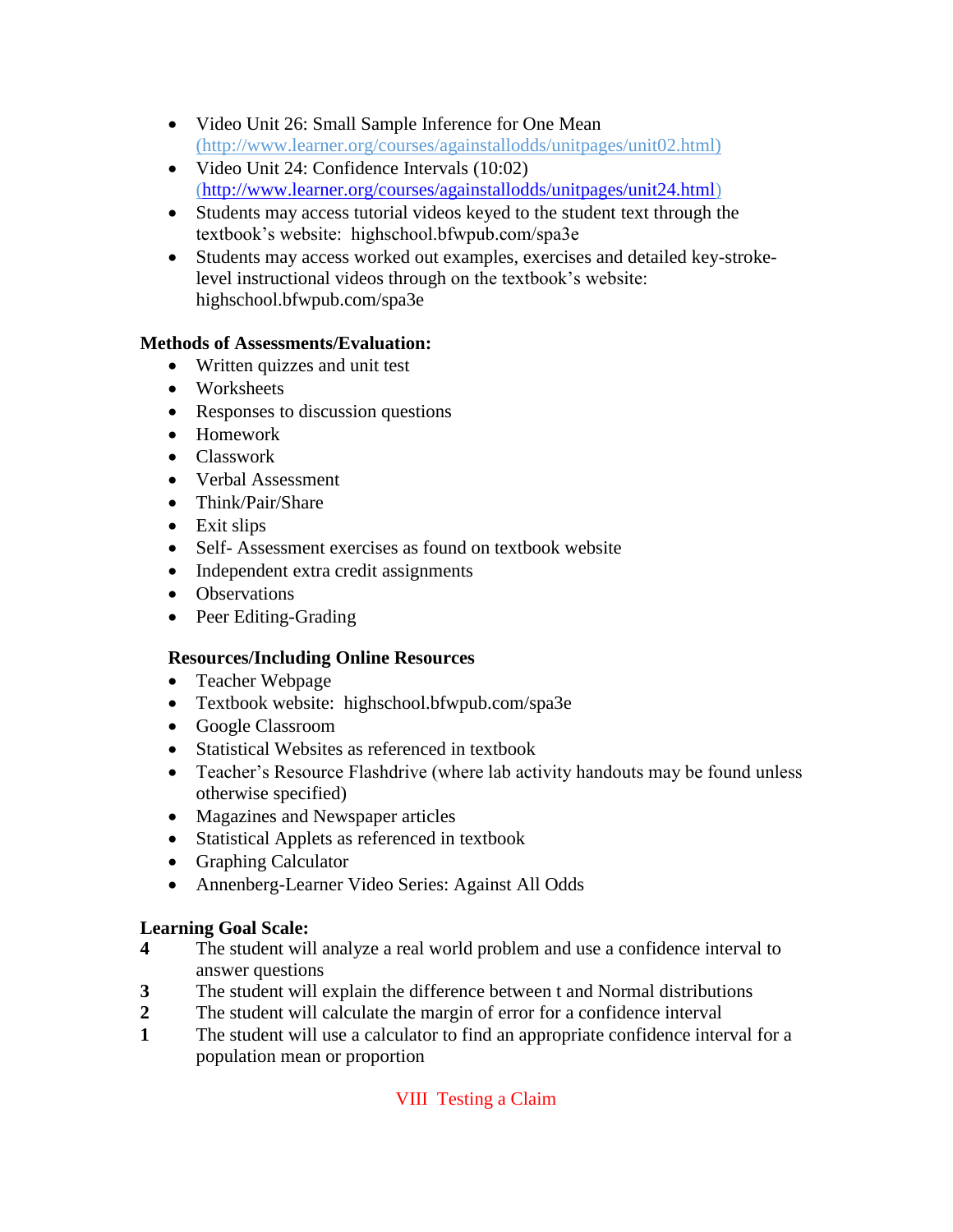- Video Unit 26: Small Sample Inference for One Mean (http://www.learner.org/courses/againstallodds/unitpages/unit02.html)
- Video Unit 24: Confidence Intervals (10:02) (http://www.learner.org/courses/againstallodds/unitpages/unit24.html)
- Students may access tutorial videos keyed to the student text through the textbook's website: highschool.bfwpub.com/spa3e
- Students may access worked out examples, exercises and detailed key-stroke-level instructional videos through on the textbook's website: highschool.bfwpub.com/spa3e

**Methods of Assessments/Evaluation:**

- Written quizzes and unit test
- Worksheets
- Responses to discussion questions
- Homework
- Classwork
- Verbal Assessment
- Think/Pair/Share
- Exit slips
- Self- Assessment exercises as found on textbook website
- Independent extra credit assignments
- Observations
- Peer Editing-Grading

**Resources/Including Online Resources**

- Teacher Webpage
- Textbook website: highschool.bfwpub.com/spa3e
- Google Classroom
- Statistical Websites as referenced in textbook
- Teacher's Resource Flashdrive (where lab activity handouts may be found unless otherwise specified)
- Magazines and Newspaper articles
- Statistical Applets as referenced in textbook
- Graphing Calculator
- Annenberg-Learner Video Series: Against All Odds

**Learning Goal Scale:**

**4** The student will analyze a real world problem and use a confidence interval to answer questions

**3** The student will explain the difference between t and Normal distributions

**2** The student will calculate the margin of error for a confidence interval

**1** The student will use a calculator to find an appropriate confidence interval for a population mean or proportion

## VIII Testing a Claim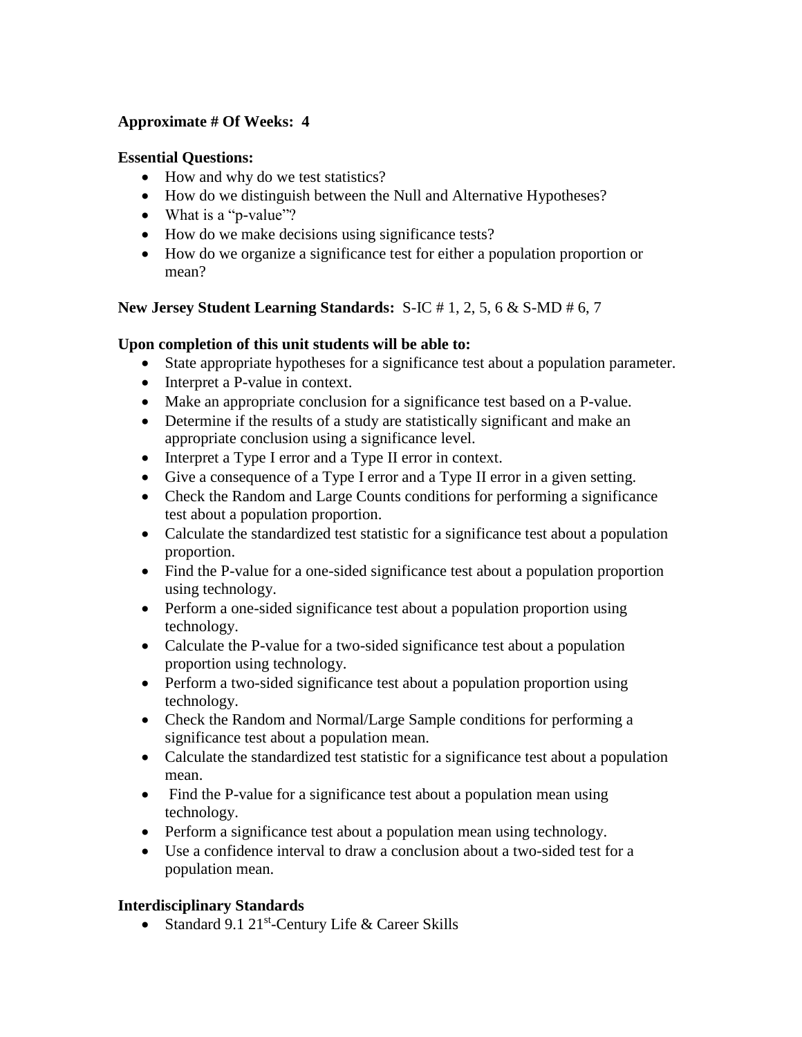**Approximate # Of Weeks: 4**

**Essential Questions:**

- How and why do we test statistics?
- How do we distinguish between the Null and Alternative Hypotheses?
- What is a "p-value"?
- How do we make decisions using significance tests?
- How do we organize a significance test for either a population proportion or mean?

**New Jersey Student Learning Standards:** S-IC # 1, 2, 5, 6 & S-MD # 6, 7

**Upon completion of this unit students will be able to:**

- State appropriate hypotheses for a significance test about a population parameter.
- Interpret a P-value in context.
- Make an appropriate conclusion for a significance test based on a P-value.
- Determine if the results of a study are statistically significant and make an appropriate conclusion using a significance level.
- Interpret a Type I error and a Type II error in context.
- Give a consequence of a Type I error and a Type II error in a given setting.
- Check the Random and Large Counts conditions for performing a significance test about a population proportion.
- Calculate the standardized test statistic for a significance test about a population proportion.
- Find the P-value for a one-sided significance test about a population proportion using technology.
- Perform a one-sided significance test about a population proportion using technology.
- Calculate the P-value for a two-sided significance test about a population proportion using technology.
- Perform a two-sided significance test about a population proportion using technology.
- Check the Random and Normal/Large Sample conditions for performing a significance test about a population mean.
- Calculate the standardized test statistic for a significance test about a population mean.
- Find the P-value for a significance test about a population mean using technology.
- Perform a significance test about a population mean using technology.
- Use a confidence interval to draw a conclusion about a two-sided test for a population mean.

**Interdisciplinary Standards**

- Standard 9.1 21st-Century Life & Career Skills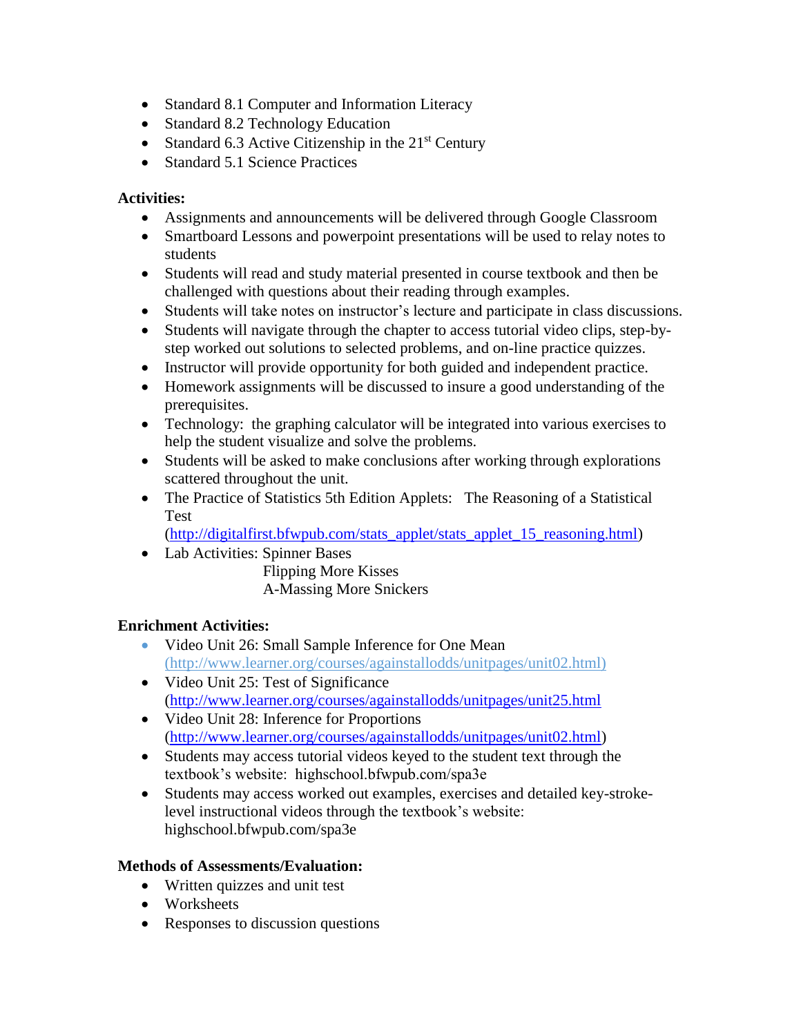- Standard 8.1 Computer and Information Literacy
- Standard 8.2 Technology Education
- Standard 6.3 Active Citizenship in the 21st Century
- Standard 5.1 Science Practices

**Activities:**

- Assignments and announcements will be delivered through Google Classroom
- Smartboard Lessons and powerpoint presentations will be used to relay notes to students
- Students will read and study material presented in course textbook and then be challenged with questions about their reading through examples.
- Students will take notes on instructor's lecture and participate in class discussions.
- Students will navigate through the chapter to access tutorial video clips, step-by-step worked out solutions to selected problems, and on-line practice quizzes.
- Instructor will provide opportunity for both guided and independent practice.
- Homework assignments will be discussed to insure a good understanding of the prerequisites.
- Technology: the graphing calculator will be integrated into various exercises to help the student visualize and solve the problems.
- Students will be asked to make conclusions after working through explorations scattered throughout the unit.
- The Practice of Statistics 5th Edition Applets: The Reasoning of a Statistical Test (http://digitalfirst.bfwpub.com/stats_applet/stats_applet_15_reasoning.html)
- Lab Activities: Spinner Bases
  Flipping More Kisses
  A-Massing More Snickers

**Enrichment Activities:**

- Video Unit 26: Small Sample Inference for One Mean (http://www.learner.org/courses/againstallodds/unitpages/unit02.html)
- Video Unit 25: Test of Significance (http://www.learner.org/courses/againstallodds/unitpages/unit25.html
- Video Unit 28: Inference for Proportions (http://www.learner.org/courses/againstallodds/unitpages/unit02.html)
- Students may access tutorial videos keyed to the student text through the textbook's website: highschool.bfwpub.com/spa3e
- Students may access worked out examples, exercises and detailed key-stroke-level instructional videos through the textbook's website: highschool.bfwpub.com/spa3e

**Methods of Assessments/Evaluation:**

- Written quizzes and unit test
- Worksheets
- Responses to discussion questions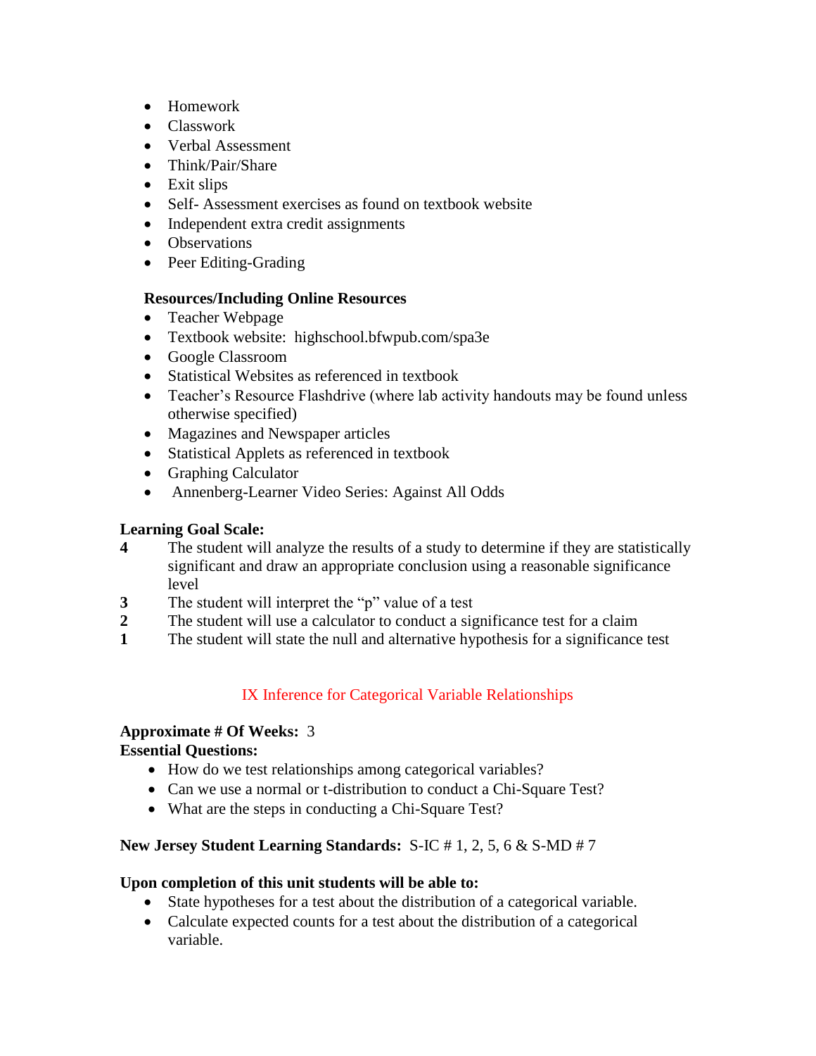- Homework
- Classwork
- Verbal Assessment
- Think/Pair/Share
- Exit slips
- Self- Assessment exercises as found on textbook website
- Independent extra credit assignments
- Observations
- Peer Editing-Grading

**Resources/Including Online Resources**

- Teacher Webpage
- Textbook website: highschool.bfwpub.com/spa3e
- Google Classroom
- Statistical Websites as referenced in textbook
- Teacher's Resource Flashdrive (where lab activity handouts may be found unless otherwise specified)
- Magazines and Newspaper articles
- Statistical Applets as referenced in textbook
- Graphing Calculator
- Annenberg-Learner Video Series: Against All Odds

**Learning Goal Scale:**

**4** The student will analyze the results of a study to determine if they are statistically significant and draw an appropriate conclusion using a reasonable significance level

**3** The student will interpret the "p" value of a test

**2** The student will use a calculator to conduct a significance test for a claim

**1** The student will state the null and alternative hypothesis for a significance test

## IX Inference for Categorical Variable Relationships

**Approximate # Of Weeks:** 3

**Essential Questions:**

- How do we test relationships among categorical variables?
- Can we use a normal or t-distribution to conduct a Chi-Square Test?
- What are the steps in conducting a Chi-Square Test?

**New Jersey Student Learning Standards:** S-IC # 1, 2, 5, 6 & S-MD # 7

**Upon completion of this unit students will be able to:**

- State hypotheses for a test about the distribution of a categorical variable.
- Calculate expected counts for a test about the distribution of a categorical variable.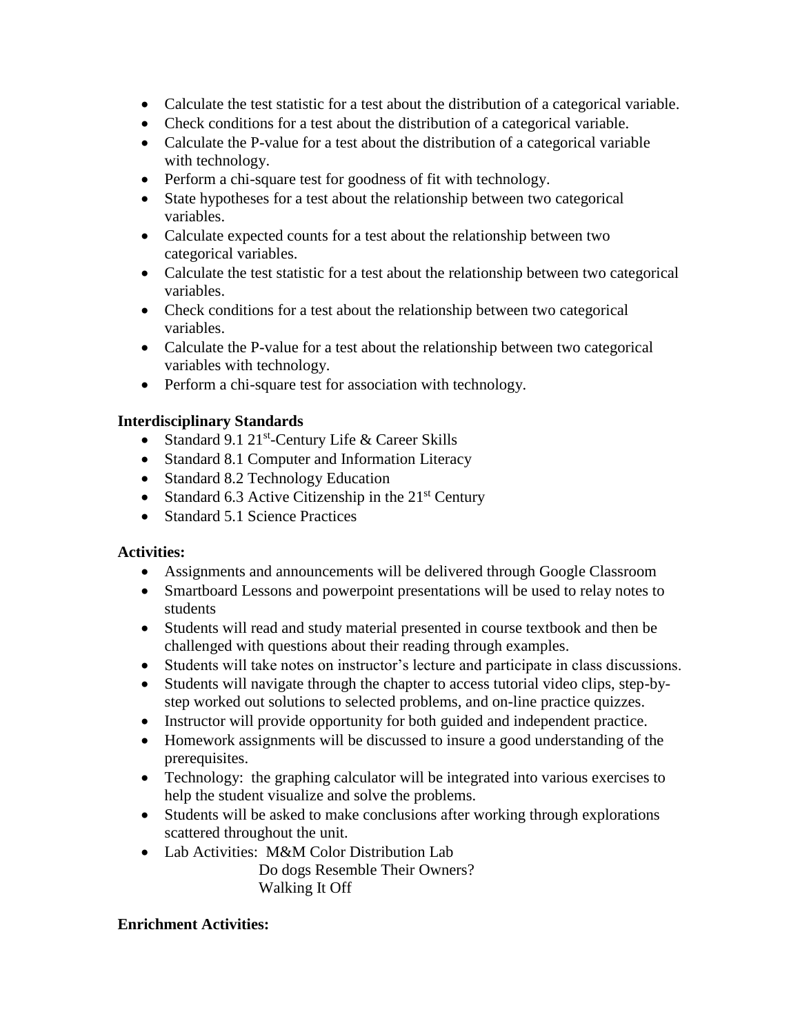- Calculate the test statistic for a test about the distribution of a categorical variable.
- Check conditions for a test about the distribution of a categorical variable.
- Calculate the P-value for a test about the distribution of a categorical variable with technology.
- Perform a chi-square test for goodness of fit with technology.
- State hypotheses for a test about the relationship between two categorical variables.
- Calculate expected counts for a test about the relationship between two categorical variables.
- Calculate the test statistic for a test about the relationship between two categorical variables.
- Check conditions for a test about the relationship between two categorical variables.
- Calculate the P-value for a test about the relationship between two categorical variables with technology.
- Perform a chi-square test for association with technology.

**Interdisciplinary Standards**

- Standard 9.1 21st-Century Life & Career Skills
- Standard 8.1 Computer and Information Literacy
- Standard 8.2 Technology Education
- Standard 6.3 Active Citizenship in the 21st Century
- Standard 5.1 Science Practices

**Activities:**

- Assignments and announcements will be delivered through Google Classroom
- Smartboard Lessons and powerpoint presentations will be used to relay notes to students
- Students will read and study material presented in course textbook and then be challenged with questions about their reading through examples.
- Students will take notes on instructor's lecture and participate in class discussions.
- Students will navigate through the chapter to access tutorial video clips, step-by-step worked out solutions to selected problems, and on-line practice quizzes.
- Instructor will provide opportunity for both guided and independent practice.
- Homework assignments will be discussed to insure a good understanding of the prerequisites.
- Technology: the graphing calculator will be integrated into various exercises to help the student visualize and solve the problems.
- Students will be asked to make conclusions after working through explorations scattered throughout the unit.
- Lab Activities: M&M Color Distribution Lab
  Do dogs Resemble Their Owners?
  Walking It Off

**Enrichment Activities:**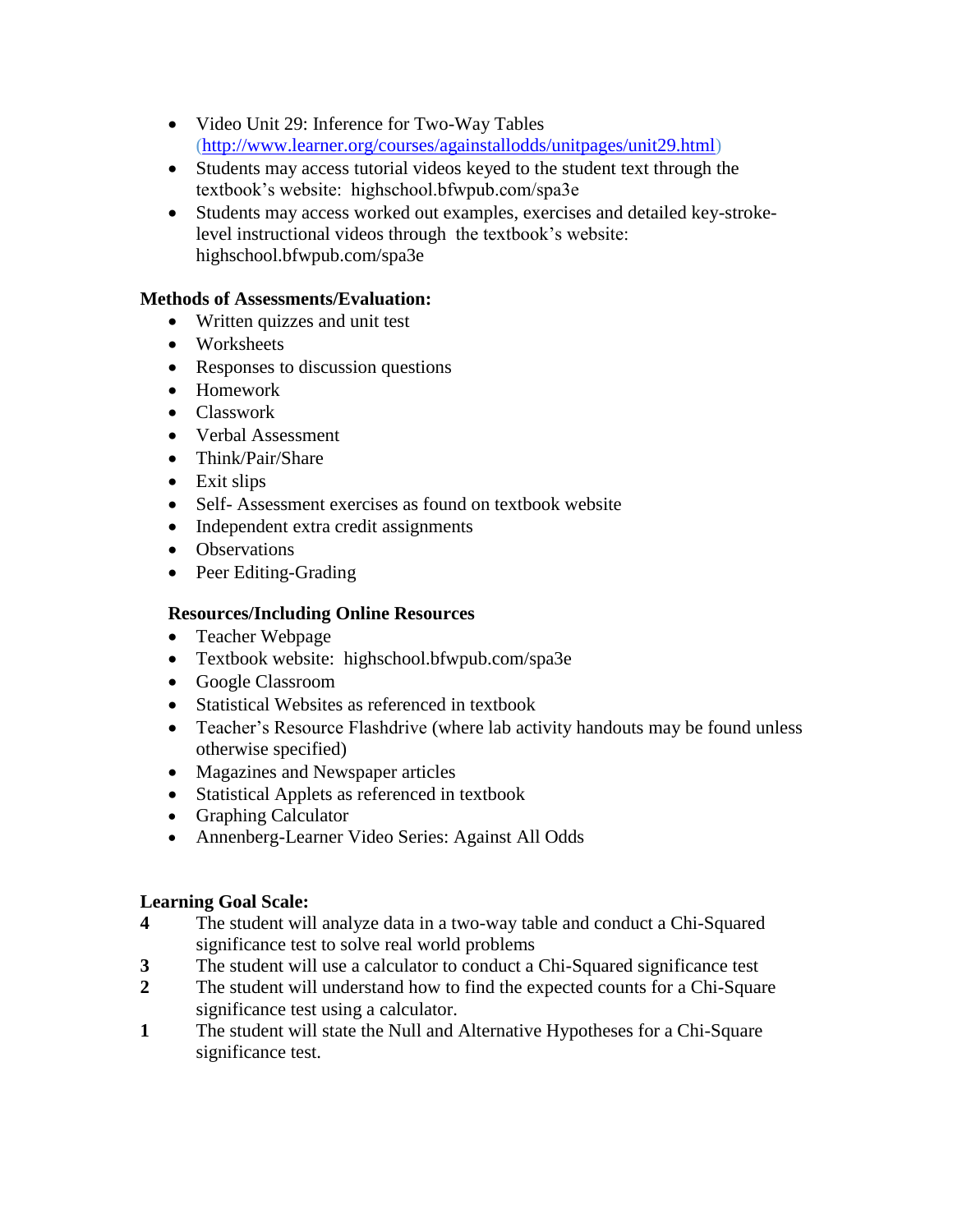- Video Unit 29: Inference for Two-Way Tables (http://www.learner.org/courses/againstallodds/unitpages/unit29.html)
- Students may access tutorial videos keyed to the student text through the textbook's website: highschool.bfwpub.com/spa3e
- Students may access worked out examples, exercises and detailed key-stroke-level instructional videos through the textbook's website: highschool.bfwpub.com/spa3e

**Methods of Assessments/Evaluation:**

- Written quizzes and unit test
- Worksheets
- Responses to discussion questions
- Homework
- Classwork
- Verbal Assessment
- Think/Pair/Share
- Exit slips
- Self- Assessment exercises as found on textbook website
- Independent extra credit assignments
- Observations
- Peer Editing-Grading

**Resources/Including Online Resources**

- Teacher Webpage
- Textbook website: highschool.bfwpub.com/spa3e
- Google Classroom
- Statistical Websites as referenced in textbook
- Teacher's Resource Flashdrive (where lab activity handouts may be found unless otherwise specified)
- Magazines and Newspaper articles
- Statistical Applets as referenced in textbook
- Graphing Calculator
- Annenberg-Learner Video Series: Against All Odds

**Learning Goal Scale:**

**4** The student will analyze data in a two-way table and conduct a Chi-Squared significance test to solve real world problems

**3** The student will use a calculator to conduct a Chi-Squared significance test

**2** The student will understand how to find the expected counts for a Chi-Square significance test using a calculator.

**1** The student will state the Null and Alternative Hypotheses for a Chi-Square significance test.